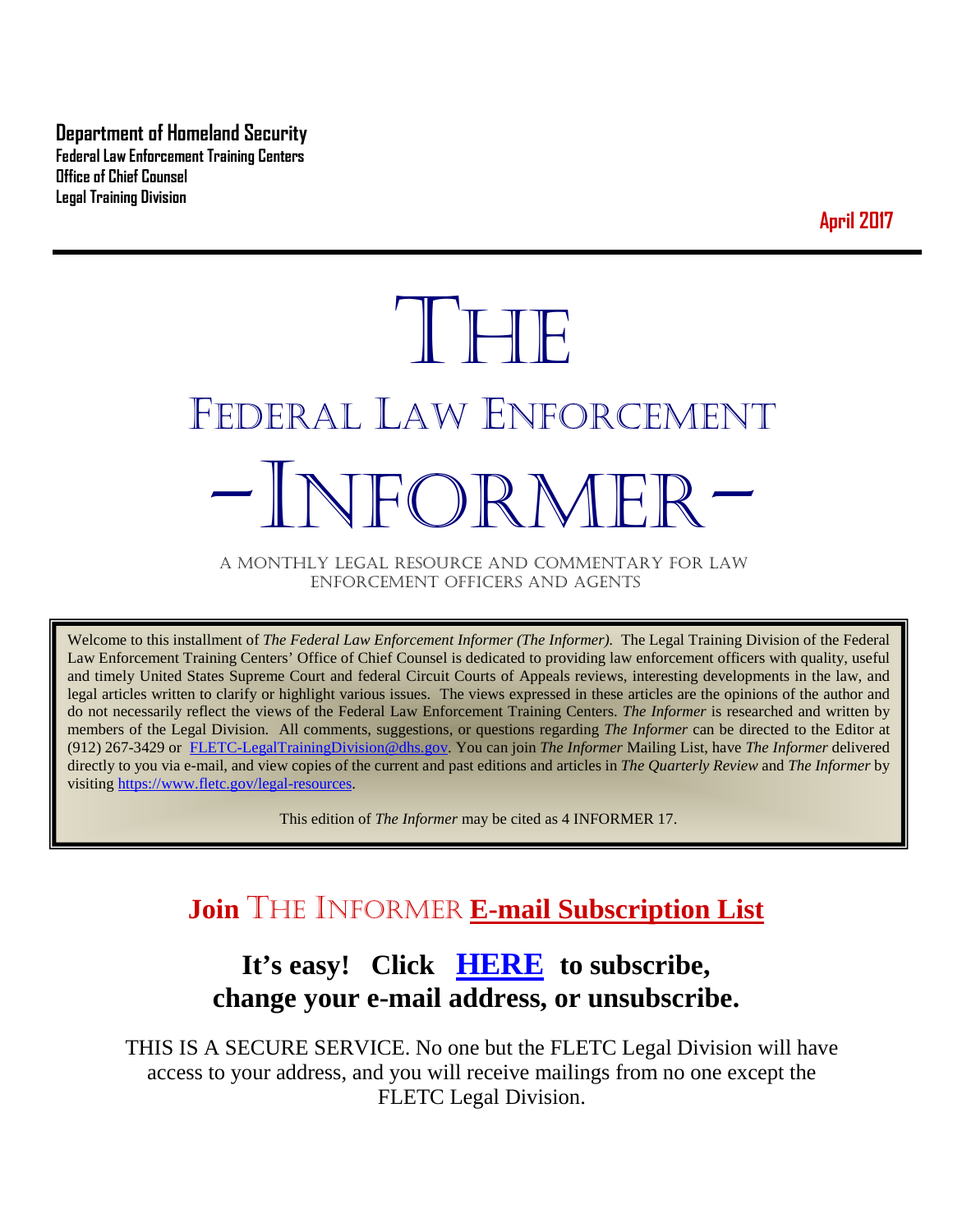**Department of Homeland Security**
**Federal Law Enforcement Training Centers**
**Office of Chief Counsel**
**Legal Training Division**

**April 2017**

# THE
# FEDERAL LAW ENFORCEMENT
# -INFORMER-

A MONTHLY LEGAL RESOURCE AND COMMENTARY FOR LAW ENFORCEMENT OFFICERS AND AGENTS

Welcome to this installment of *The Federal Law Enforcement Informer (The Informer)*. The Legal Training Division of the Federal Law Enforcement Training Centers' Office of Chief Counsel is dedicated to providing law enforcement officers with quality, useful and timely United States Supreme Court and federal Circuit Courts of Appeals reviews, interesting developments in the law, and legal articles written to clarify or highlight various issues. The views expressed in these articles are the opinions of the author and do not necessarily reflect the views of the Federal Law Enforcement Training Centers. *The Informer* is researched and written by members of the Legal Division. All comments, suggestions, or questions regarding *The Informer* can be directed to the Editor at (912) 267-3429 or FLETC-LegalTrainingDivision@dhs.gov. You can join *The Informer* Mailing List, have *The Informer* delivered directly to you via e-mail, and view copies of the current and past editions and articles in *The Quarterly Review* and *The Informer* by visiting https://www.fletc.gov/legal-resources.

This edition of *The Informer* may be cited as 4 INFORMER 17.

## Join THE INFORMER E-mail Subscription List

### It's easy! Click HERE to subscribe, change your e-mail address, or unsubscribe.

THIS IS A SECURE SERVICE. No one but the FLETC Legal Division will have access to your address, and you will receive mailings from no one except the FLETC Legal Division.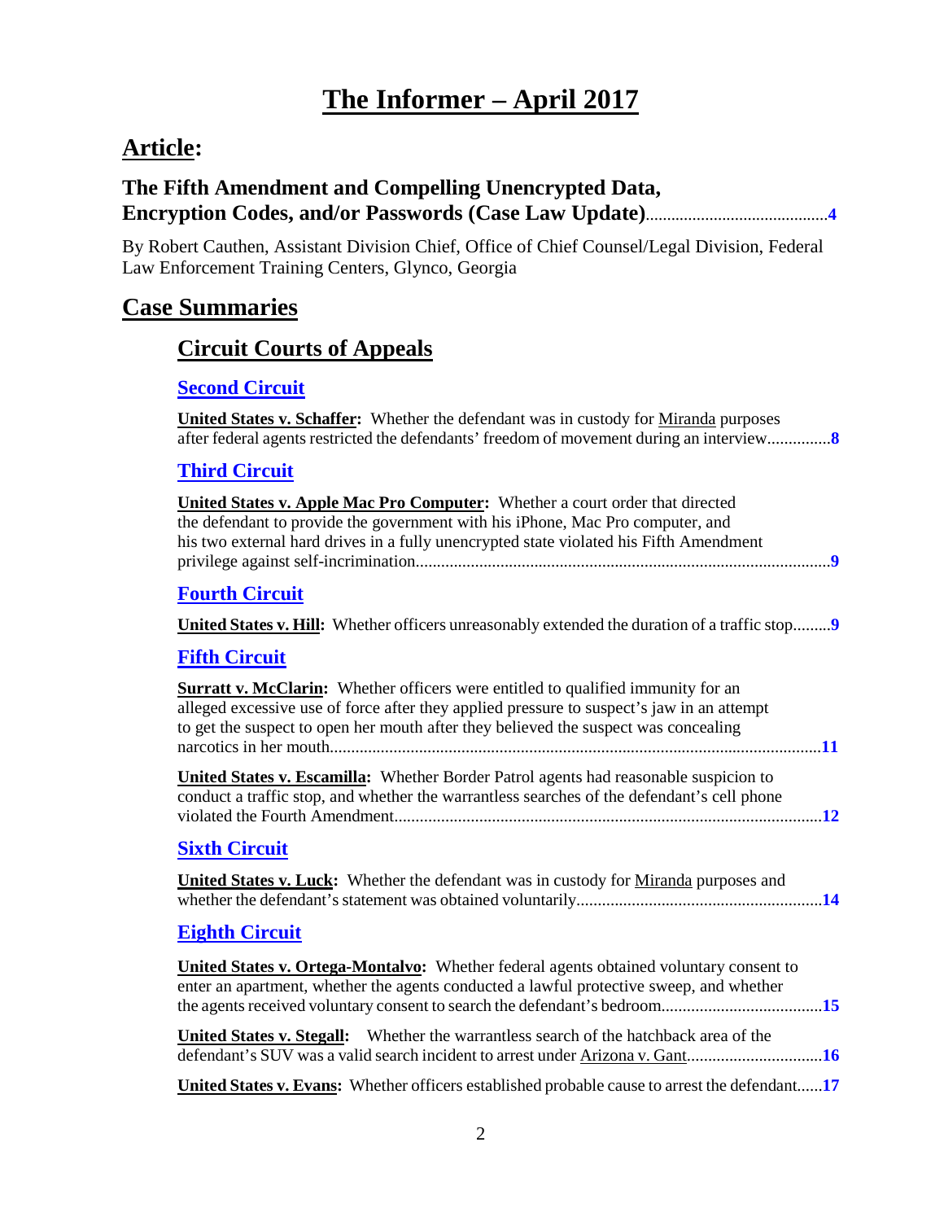# The Informer – April 2017

## Article:

### The Fifth Amendment and Compelling Unencrypted Data, Encryption Codes, and/or Passwords (Case Law Update)..........................................4

By Robert Cauthen, Assistant Division Chief, Office of Chief Counsel/Legal Division, Federal Law Enforcement Training Centers, Glynco, Georgia

## Case Summaries

### Circuit Courts of Appeals

#### Second Circuit

**United States v. Schaffer:** Whether the defendant was in custody for Miranda purposes after federal agents restricted the defendants' freedom of movement during an interview..............8

#### Third Circuit

**United States v. Apple Mac Pro Computer:** Whether a court order that directed the defendant to provide the government with his iPhone, Mac Pro computer, and his two external hard drives in a fully unencrypted state violated his Fifth Amendment privilege against self-incrimination..................................................................................................9

#### Fourth Circuit

**United States v. Hill:** Whether officers unreasonably extended the duration of a traffic stop.........9

#### Fifth Circuit

**Surratt v. McClarin:** Whether officers were entitled to qualified immunity for an alleged excessive use of force after they applied pressure to suspect's jaw in an attempt to get the suspect to open her mouth after they believed the suspect was concealing narcotics in her mouth....................................................................................................................11

**United States v. Escamilla:** Whether Border Patrol agents had reasonable suspicion to conduct a traffic stop, and whether the warrantless searches of the defendant's cell phone violated the Fourth Amendment.....................................................................................................12

#### Sixth Circuit

**United States v. Luck:** Whether the defendant was in custody for Miranda purposes and whether the defendant's statement was obtained voluntarily..........................................................14

#### Eighth Circuit

**United States v. Ortega-Montalvo:** Whether federal agents obtained voluntary consent to enter an apartment, whether the agents conducted a lawful protective sweep, and whether the agents received voluntary consent to search the defendant's bedroom......................................15

**United States v. Stegall:** Whether the warrantless search of the hatchback area of the defendant's SUV was a valid search incident to arrest under Arizona v. Gant................................16

**United States v. Evans:** Whether officers established probable cause to arrest the defendant......17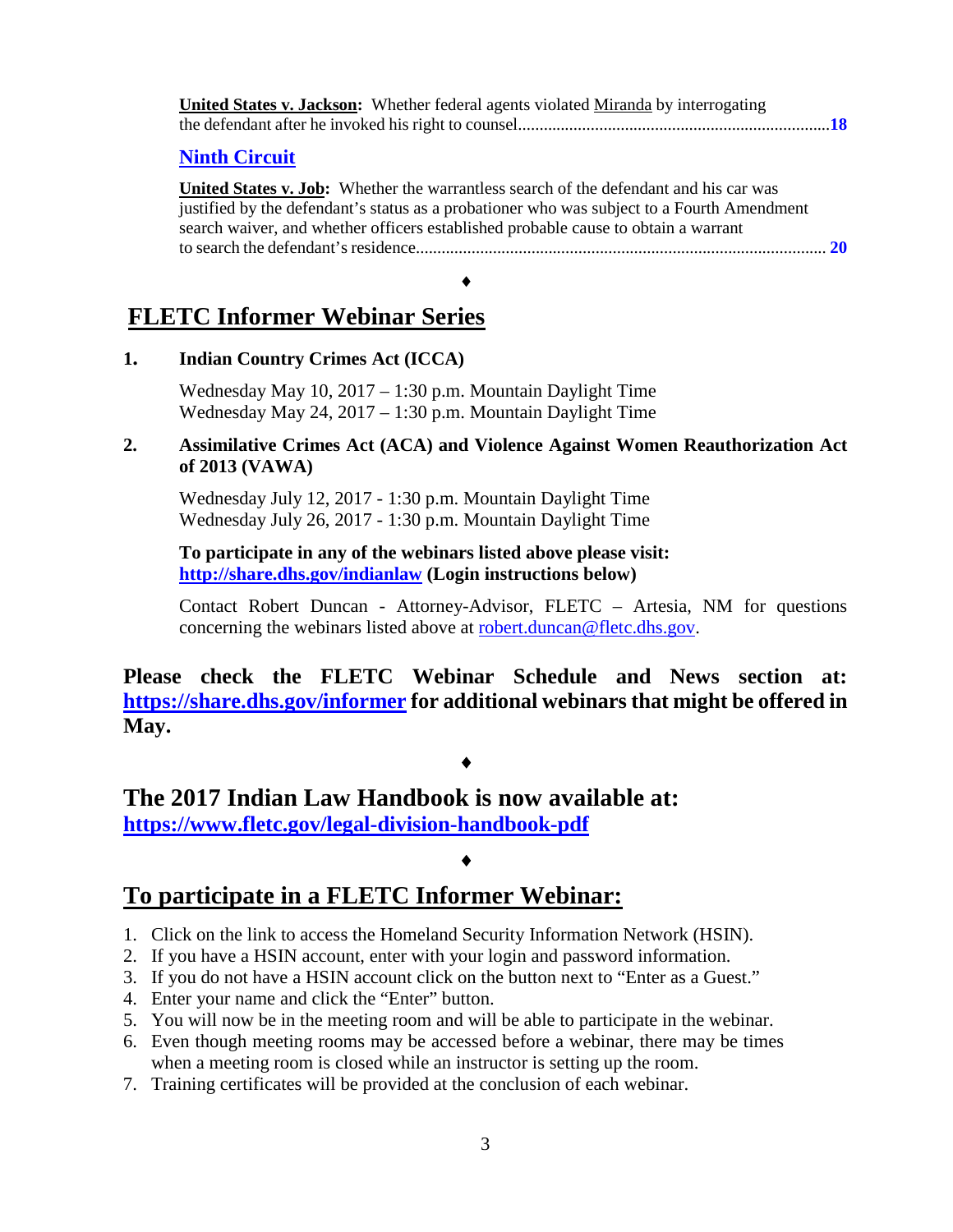**United States v. Jackson:** Whether federal agents violated Miranda by interrogating the defendant after he invoked his right to counsel........................................................................**18**

### Ninth Circuit

**United States v. Job:** Whether the warrantless search of the defendant and his car was justified by the defendant's status as a probationer who was subject to a Fourth Amendment search waiver, and whether officers established probable cause to obtain a warrant to search the defendant's residence............................................................................................... **20**

♦

## FLETC Informer Webinar Series

**1. Indian Country Crimes Act (ICCA)**

Wednesday May 10, 2017 – 1:30 p.m. Mountain Daylight Time
Wednesday May 24, 2017 – 1:30 p.m. Mountain Daylight Time

**2. Assimilative Crimes Act (ACA) and Violence Against Women Reauthorization Act of 2013 (VAWA)**

Wednesday July 12, 2017 - 1:30 p.m. Mountain Daylight Time
Wednesday July 26, 2017 - 1:30 p.m. Mountain Daylight Time

**To participate in any of the webinars listed above please visit: http://share.dhs.gov/indianlaw (Login instructions below)**

Contact Robert Duncan - Attorney-Advisor, FLETC – Artesia, NM for questions concerning the webinars listed above at robert.duncan@fletc.dhs.gov.

**Please check the FLETC Webinar Schedule and News section at: https://share.dhs.gov/informer for additional webinars that might be offered in May.**

♦

## The 2017 Indian Law Handbook is now available at:
**https://www.fletc.gov/legal-division-handbook-pdf**

♦

## To participate in a FLETC Informer Webinar:

1. Click on the link to access the Homeland Security Information Network (HSIN).
2. If you have a HSIN account, enter with your login and password information.
3. If you do not have a HSIN account click on the button next to "Enter as a Guest."
4. Enter your name and click the "Enter" button.
5. You will now be in the meeting room and will be able to participate in the webinar.
6. Even though meeting rooms may be accessed before a webinar, there may be times when a meeting room is closed while an instructor is setting up the room.
7. Training certificates will be provided at the conclusion of each webinar.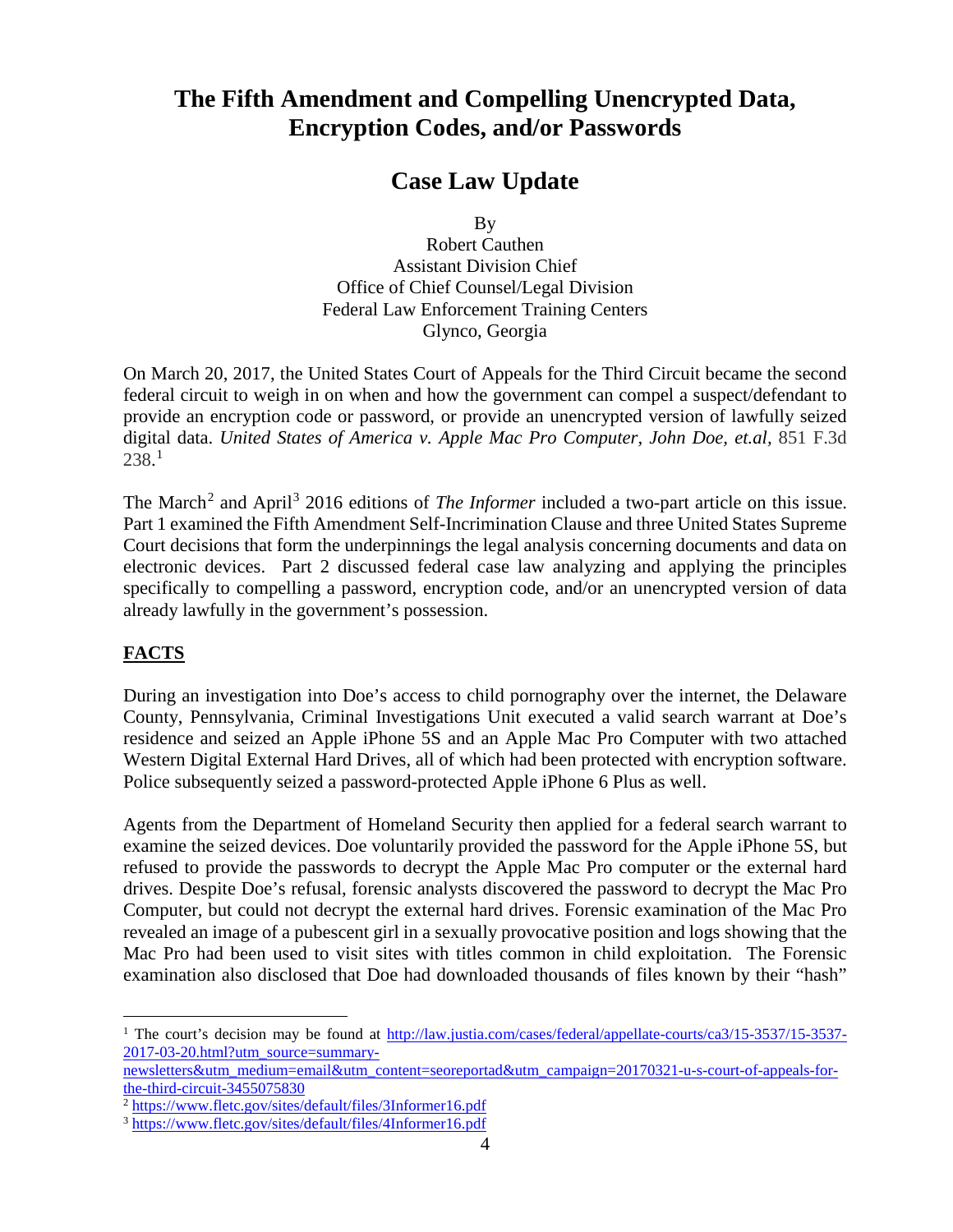# The Fifth Amendment and Compelling Unencrypted Data, Encryption Codes, and/or Passwords

## Case Law Update

By
Robert Cauthen
Assistant Division Chief
Office of Chief Counsel/Legal Division
Federal Law Enforcement Training Centers
Glynco, Georgia

On March 20, 2017, the United States Court of Appeals for the Third Circuit became the second federal circuit to weigh in on when and how the government can compel a suspect/defendant to provide an encryption code or password, or provide an unencrypted version of lawfully seized digital data. *United States of America v. Apple Mac Pro Computer, John Doe, et.al*, 851 F.3d 238.[1]

The March[2] and April[3] 2016 editions of *The Informer* included a two-part article on this issue. Part 1 examined the Fifth Amendment Self-Incrimination Clause and three United States Supreme Court decisions that form the underpinnings the legal analysis concerning documents and data on electronic devices. Part 2 discussed federal case law analyzing and applying the principles specifically to compelling a password, encryption code, and/or an unencrypted version of data already lawfully in the government's possession.

**FACTS**

During an investigation into Doe's access to child pornography over the internet, the Delaware County, Pennsylvania, Criminal Investigations Unit executed a valid search warrant at Doe's residence and seized an Apple iPhone 5S and an Apple Mac Pro Computer with two attached Western Digital External Hard Drives, all of which had been protected with encryption software. Police subsequently seized a password-protected Apple iPhone 6 Plus as well.

Agents from the Department of Homeland Security then applied for a federal search warrant to examine the seized devices. Doe voluntarily provided the password for the Apple iPhone 5S, but refused to provide the passwords to decrypt the Apple Mac Pro computer or the external hard drives. Despite Doe's refusal, forensic analysts discovered the password to decrypt the Mac Pro Computer, but could not decrypt the external hard drives. Forensic examination of the Mac Pro revealed an image of a pubescent girl in a sexually provocative position and logs showing that the Mac Pro had been used to visit sites with titles common in child exploitation. The Forensic examination also disclosed that Doe had downloaded thousands of files known by their "hash"

---

[1] The court's decision may be found at http://law.justia.com/cases/federal/appellate-courts/ca3/15-3537/15-3537-2017-03-20.html?utm_source=summary-newsletters&utm_medium=email&utm_content=seoreportad&utm_campaign=20170321-u-s-court-of-appeals-for-the-third-circuit-3455075830

[2] https://www.fletc.gov/sites/default/files/3Informer16.pdf

[3] https://www.fletc.gov/sites/default/files/4Informer16.pdf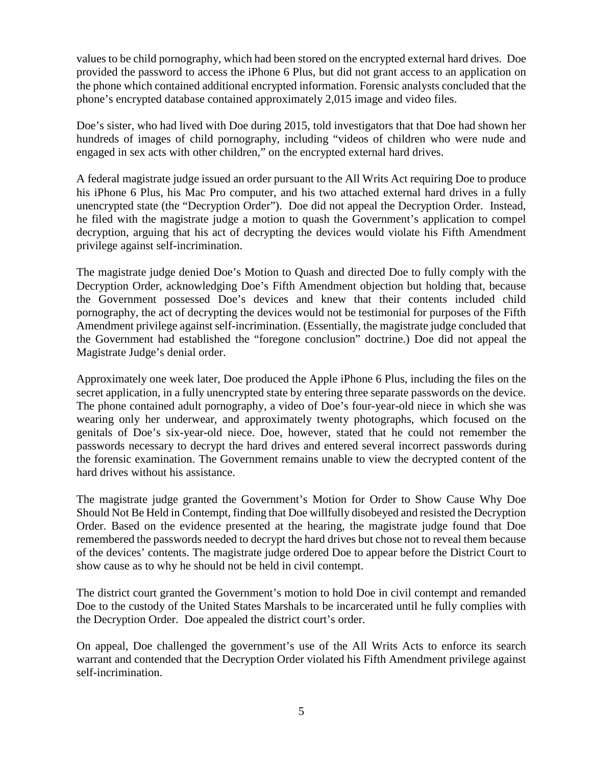values to be child pornography, which had been stored on the encrypted external hard drives. Doe provided the password to access the iPhone 6 Plus, but did not grant access to an application on the phone which contained additional encrypted information. Forensic analysts concluded that the phone's encrypted database contained approximately 2,015 image and video files.

Doe's sister, who had lived with Doe during 2015, told investigators that that Doe had shown her hundreds of images of child pornography, including "videos of children who were nude and engaged in sex acts with other children," on the encrypted external hard drives.

A federal magistrate judge issued an order pursuant to the All Writs Act requiring Doe to produce his iPhone 6 Plus, his Mac Pro computer, and his two attached external hard drives in a fully unencrypted state (the "Decryption Order"). Doe did not appeal the Decryption Order. Instead, he filed with the magistrate judge a motion to quash the Government's application to compel decryption, arguing that his act of decrypting the devices would violate his Fifth Amendment privilege against self-incrimination.

The magistrate judge denied Doe's Motion to Quash and directed Doe to fully comply with the Decryption Order, acknowledging Doe's Fifth Amendment objection but holding that, because the Government possessed Doe's devices and knew that their contents included child pornography, the act of decrypting the devices would not be testimonial for purposes of the Fifth Amendment privilege against self-incrimination. (Essentially, the magistrate judge concluded that the Government had established the "foregone conclusion" doctrine.) Doe did not appeal the Magistrate Judge's denial order.

Approximately one week later, Doe produced the Apple iPhone 6 Plus, including the files on the secret application, in a fully unencrypted state by entering three separate passwords on the device. The phone contained adult pornography, a video of Doe's four-year-old niece in which she was wearing only her underwear, and approximately twenty photographs, which focused on the genitals of Doe's six-year-old niece. Doe, however, stated that he could not remember the passwords necessary to decrypt the hard drives and entered several incorrect passwords during the forensic examination. The Government remains unable to view the decrypted content of the hard drives without his assistance.

The magistrate judge granted the Government's Motion for Order to Show Cause Why Doe Should Not Be Held in Contempt, finding that Doe willfully disobeyed and resisted the Decryption Order. Based on the evidence presented at the hearing, the magistrate judge found that Doe remembered the passwords needed to decrypt the hard drives but chose not to reveal them because of the devices' contents. The magistrate judge ordered Doe to appear before the District Court to show cause as to why he should not be held in civil contempt.

The district court granted the Government's motion to hold Doe in civil contempt and remanded Doe to the custody of the United States Marshals to be incarcerated until he fully complies with the Decryption Order. Doe appealed the district court's order.

On appeal, Doe challenged the government's use of the All Writs Acts to enforce its search warrant and contended that the Decryption Order violated his Fifth Amendment privilege against self-incrimination.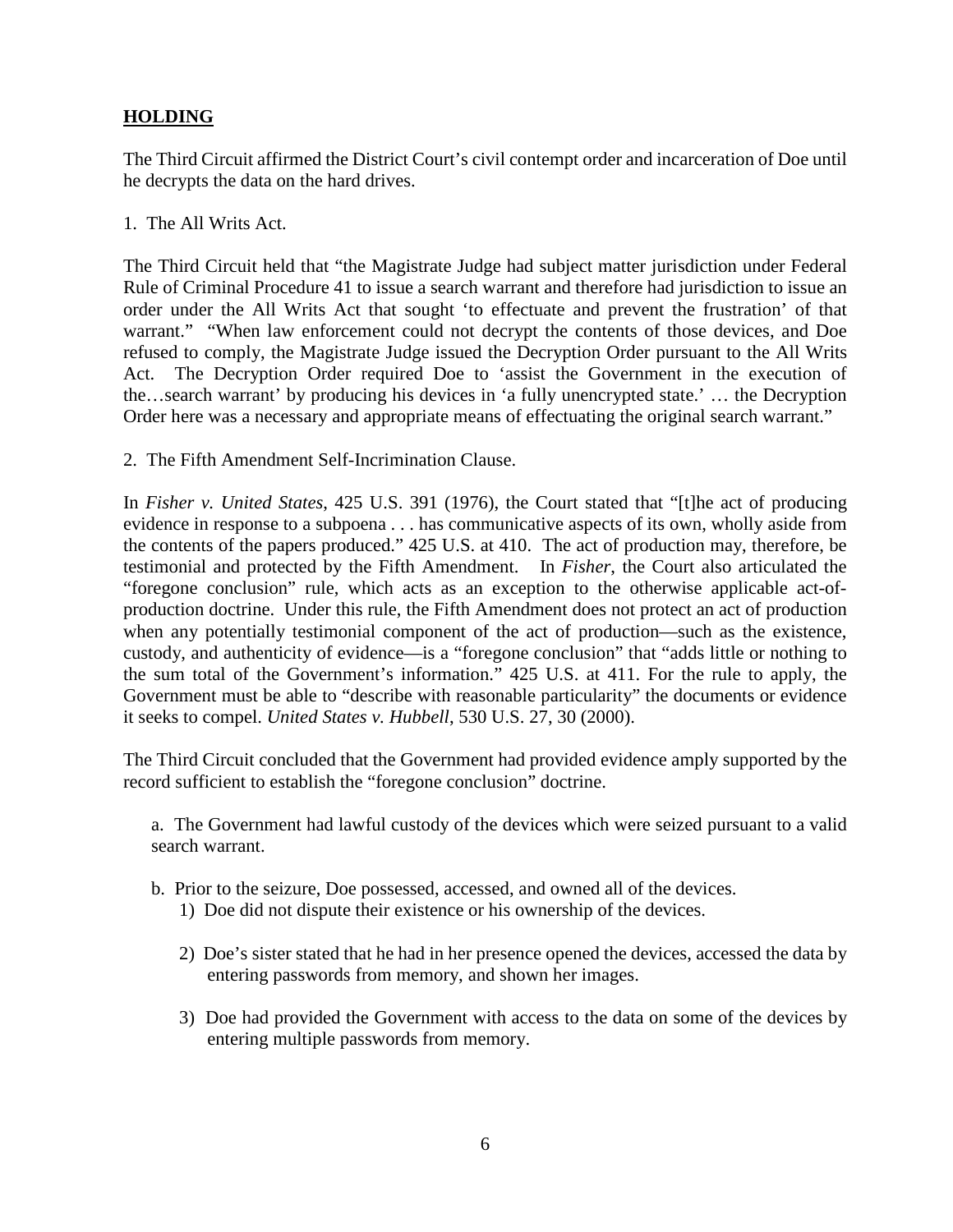## **HOLDING**

The Third Circuit affirmed the District Court's civil contempt order and incarceration of Doe until he decrypts the data on the hard drives.

1. The All Writs Act.

The Third Circuit held that "the Magistrate Judge had subject matter jurisdiction under Federal Rule of Criminal Procedure 41 to issue a search warrant and therefore had jurisdiction to issue an order under the All Writs Act that sought 'to effectuate and prevent the frustration' of that warrant." "When law enforcement could not decrypt the contents of those devices, and Doe refused to comply, the Magistrate Judge issued the Decryption Order pursuant to the All Writs Act. The Decryption Order required Doe to 'assist the Government in the execution of the…search warrant' by producing his devices in 'a fully unencrypted state.' … the Decryption Order here was a necessary and appropriate means of effectuating the original search warrant."

2. The Fifth Amendment Self-Incrimination Clause.

In *Fisher v. United States*, 425 U.S. 391 (1976), the Court stated that "[t]he act of producing evidence in response to a subpoena . . . has communicative aspects of its own, wholly aside from the contents of the papers produced." 425 U.S. at 410. The act of production may, therefore, be testimonial and protected by the Fifth Amendment. In *Fisher*, the Court also articulated the "foregone conclusion" rule, which acts as an exception to the otherwise applicable act-of-production doctrine. Under this rule, the Fifth Amendment does not protect an act of production when any potentially testimonial component of the act of production—such as the existence, custody, and authenticity of evidence—is a "foregone conclusion" that "adds little or nothing to the sum total of the Government's information." 425 U.S. at 411. For the rule to apply, the Government must be able to "describe with reasonable particularity" the documents or evidence it seeks to compel. *United States v. Hubbell*, 530 U.S. 27, 30 (2000).

The Third Circuit concluded that the Government had provided evidence amply supported by the record sufficient to establish the "foregone conclusion" doctrine.

a. The Government had lawful custody of the devices which were seized pursuant to a valid search warrant.

b. Prior to the seizure, Doe possessed, accessed, and owned all of the devices.

1) Doe did not dispute their existence or his ownership of the devices.

2) Doe's sister stated that he had in her presence opened the devices, accessed the data by entering passwords from memory, and shown her images.

3) Doe had provided the Government with access to the data on some of the devices by entering multiple passwords from memory.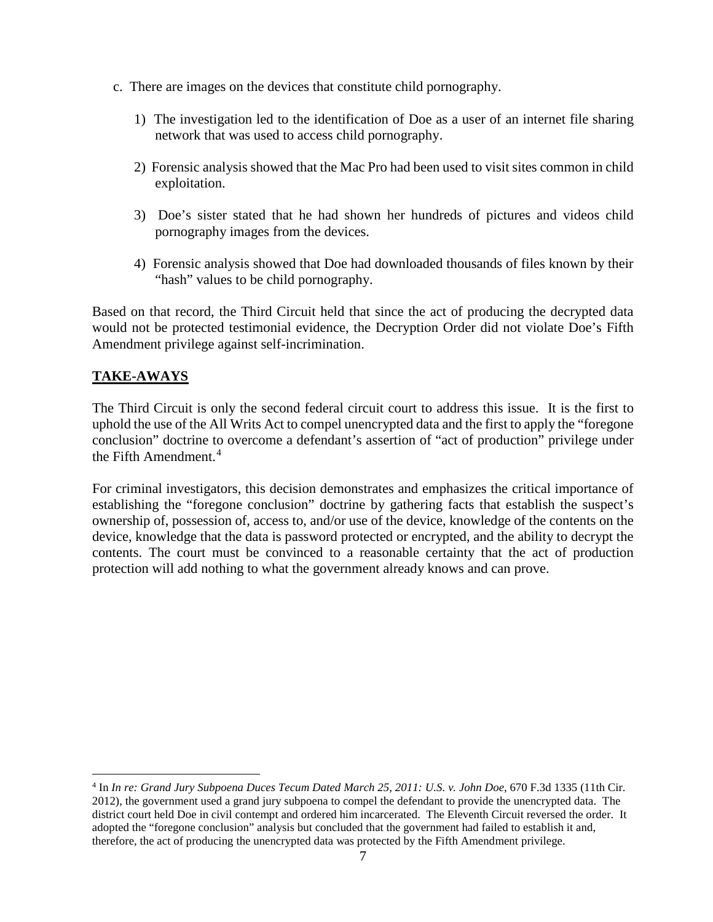c. There are images on the devices that constitute child pornography.

   1) The investigation led to the identification of Doe as a user of an internet file sharing network that was used to access child pornography.

   2) Forensic analysis showed that the Mac Pro had been used to visit sites common in child exploitation.

   3) Doe's sister stated that he had shown her hundreds of pictures and videos child pornography images from the devices.

   4) Forensic analysis showed that Doe had downloaded thousands of files known by their "hash" values to be child pornography.

Based on that record, the Third Circuit held that since the act of producing the decrypted data would not be protected testimonial evidence, the Decryption Order did not violate Doe's Fifth Amendment privilege against self-incrimination.

## **TAKE-AWAYS**

The Third Circuit is only the second federal circuit court to address this issue. It is the first to uphold the use of the All Writs Act to compel unencrypted data and the first to apply the "foregone conclusion" doctrine to overcome a defendant's assertion of "act of production" privilege under the Fifth Amendment.[4]

For criminal investigators, this decision demonstrates and emphasizes the critical importance of establishing the "foregone conclusion" doctrine by gathering facts that establish the suspect's ownership of, possession of, access to, and/or use of the device, knowledge of the contents on the device, knowledge that the data is password protected or encrypted, and the ability to decrypt the contents. The court must be convinced to a reasonable certainty that the act of production protection will add nothing to what the government already knows and can prove.

---

[4] In *In re: Grand Jury Subpoena Duces Tecum Dated March 25, 2011: U.S. v. John Doe*, 670 F.3d 1335 (11th Cir. 2012), the government used a grand jury subpoena to compel the defendant to provide the unencrypted data. The district court held Doe in civil contempt and ordered him incarcerated. The Eleventh Circuit reversed the order. It adopted the "foregone conclusion" analysis but concluded that the government had failed to establish it and, therefore, the act of producing the unencrypted data was protected by the Fifth Amendment privilege.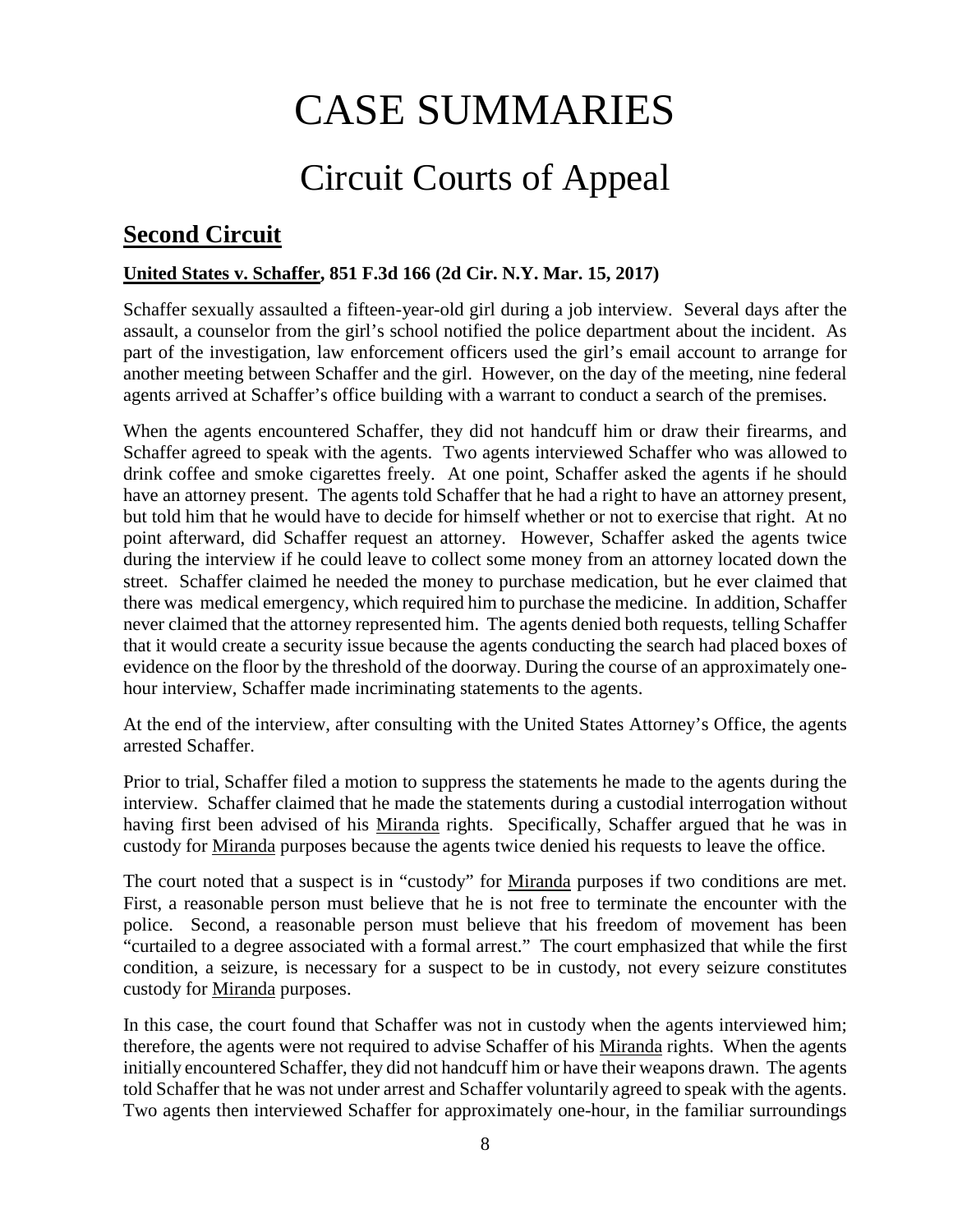# CASE SUMMARIES

## Circuit Courts of Appeal

### Second Circuit

#### United States v. Schaffer, 851 F.3d 166 (2d Cir. N.Y. Mar. 15, 2017)

Schaffer sexually assaulted a fifteen-year-old girl during a job interview. Several days after the assault, a counselor from the girl's school notified the police department about the incident. As part of the investigation, law enforcement officers used the girl's email account to arrange for another meeting between Schaffer and the girl. However, on the day of the meeting, nine federal agents arrived at Schaffer's office building with a warrant to conduct a search of the premises.

When the agents encountered Schaffer, they did not handcuff him or draw their firearms, and Schaffer agreed to speak with the agents. Two agents interviewed Schaffer who was allowed to drink coffee and smoke cigarettes freely. At one point, Schaffer asked the agents if he should have an attorney present. The agents told Schaffer that he had a right to have an attorney present, but told him that he would have to decide for himself whether or not to exercise that right. At no point afterward, did Schaffer request an attorney. However, Schaffer asked the agents twice during the interview if he could leave to collect some money from an attorney located down the street. Schaffer claimed he needed the money to purchase medication, but he ever claimed that there was medical emergency, which required him to purchase the medicine. In addition, Schaffer never claimed that the attorney represented him. The agents denied both requests, telling Schaffer that it would create a security issue because the agents conducting the search had placed boxes of evidence on the floor by the threshold of the doorway. During the course of an approximately one-hour interview, Schaffer made incriminating statements to the agents.

At the end of the interview, after consulting with the United States Attorney's Office, the agents arrested Schaffer.

Prior to trial, Schaffer filed a motion to suppress the statements he made to the agents during the interview. Schaffer claimed that he made the statements during a custodial interrogation without having first been advised of his Miranda rights. Specifically, Schaffer argued that he was in custody for Miranda purposes because the agents twice denied his requests to leave the office.

The court noted that a suspect is in "custody" for Miranda purposes if two conditions are met. First, a reasonable person must believe that he is not free to terminate the encounter with the police. Second, a reasonable person must believe that his freedom of movement has been "curtailed to a degree associated with a formal arrest." The court emphasized that while the first condition, a seizure, is necessary for a suspect to be in custody, not every seizure constitutes custody for Miranda purposes.

In this case, the court found that Schaffer was not in custody when the agents interviewed him; therefore, the agents were not required to advise Schaffer of his Miranda rights. When the agents initially encountered Schaffer, they did not handcuff him or have their weapons drawn. The agents told Schaffer that he was not under arrest and Schaffer voluntarily agreed to speak with the agents. Two agents then interviewed Schaffer for approximately one-hour, in the familiar surroundings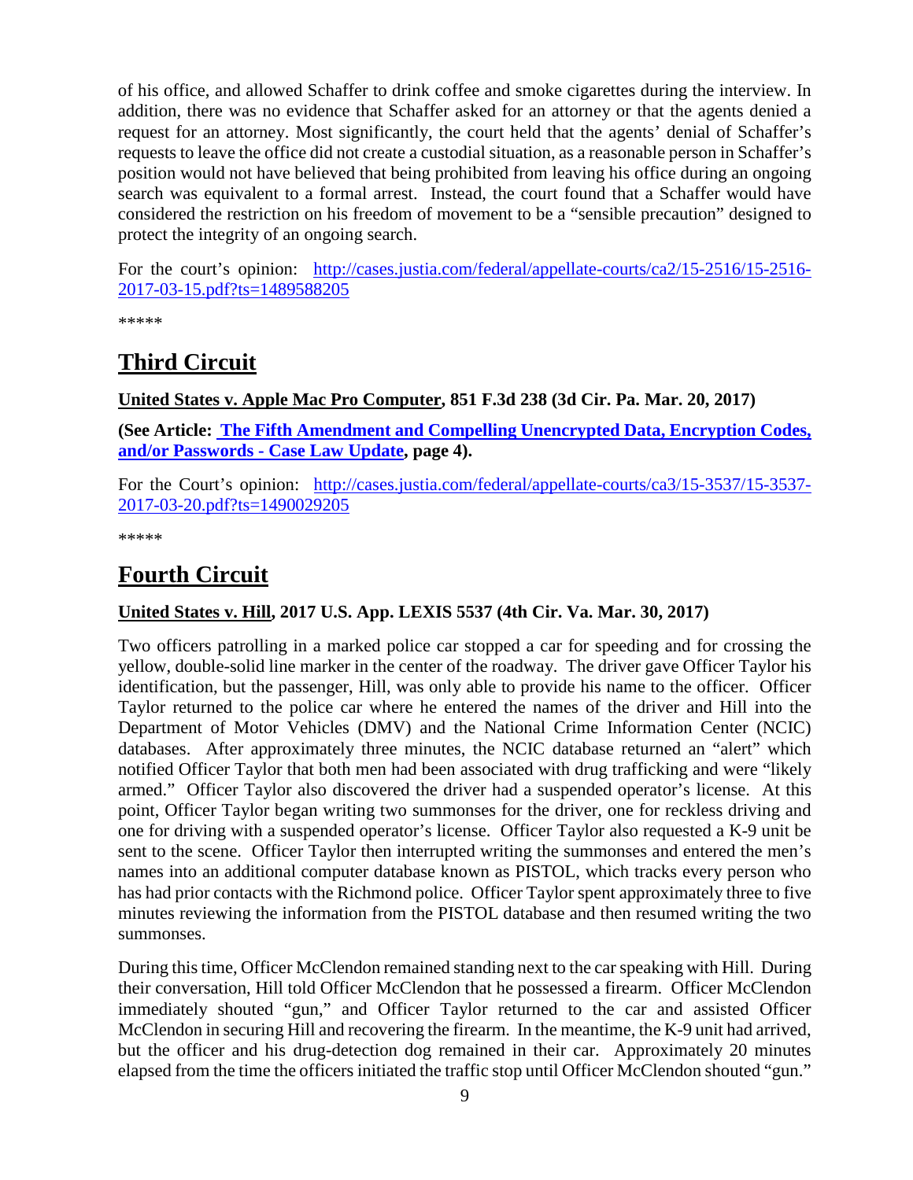of his office, and allowed Schaffer to drink coffee and smoke cigarettes during the interview. In addition, there was no evidence that Schaffer asked for an attorney or that the agents denied a request for an attorney. Most significantly, the court held that the agents' denial of Schaffer's requests to leave the office did not create a custodial situation, as a reasonable person in Schaffer's position would not have believed that being prohibited from leaving his office during an ongoing search was equivalent to a formal arrest. Instead, the court found that a Schaffer would have considered the restriction on his freedom of movement to be a "sensible precaution" designed to protect the integrity of an ongoing search.

For the court's opinion: [http://cases.justia.com/federal/appellate-courts/ca2/15-2516/15-2516-2017-03-15.pdf?ts=1489588205](http://cases.justia.com/federal/appellate-courts/ca2/15-2516/15-2516-2017-03-15.pdf?ts=1489588205)

*****

## Third Circuit

**United States v. Apple Mac Pro Computer, 851 F.3d 238 (3d Cir. Pa. Mar. 20, 2017)**

**(See Article: [The Fifth Amendment and Compelling Unencrypted Data, Encryption Codes, and/or Passwords - Case Law Update](#), page 4).**

For the Court's opinion: [http://cases.justia.com/federal/appellate-courts/ca3/15-3537/15-3537-2017-03-20.pdf?ts=1490029205](http://cases.justia.com/federal/appellate-courts/ca3/15-3537/15-3537-2017-03-20.pdf?ts=1490029205)

*****

## Fourth Circuit

**United States v. Hill, 2017 U.S. App. LEXIS 5537 (4th Cir. Va. Mar. 30, 2017)**

Two officers patrolling in a marked police car stopped a car for speeding and for crossing the yellow, double-solid line marker in the center of the roadway. The driver gave Officer Taylor his identification, but the passenger, Hill, was only able to provide his name to the officer. Officer Taylor returned to the police car where he entered the names of the driver and Hill into the Department of Motor Vehicles (DMV) and the National Crime Information Center (NCIC) databases. After approximately three minutes, the NCIC database returned an "alert" which notified Officer Taylor that both men had been associated with drug trafficking and were "likely armed." Officer Taylor also discovered the driver had a suspended operator's license. At this point, Officer Taylor began writing two summonses for the driver, one for reckless driving and one for driving with a suspended operator's license. Officer Taylor also requested a K-9 unit be sent to the scene. Officer Taylor then interrupted writing the summonses and entered the men's names into an additional computer database known as PISTOL, which tracks every person who has had prior contacts with the Richmond police. Officer Taylor spent approximately three to five minutes reviewing the information from the PISTOL database and then resumed writing the two summonses.

During this time, Officer McClendon remained standing next to the car speaking with Hill. During their conversation, Hill told Officer McClendon that he possessed a firearm. Officer McClendon immediately shouted "gun," and Officer Taylor returned to the car and assisted Officer McClendon in securing Hill and recovering the firearm. In the meantime, the K-9 unit had arrived, but the officer and his drug-detection dog remained in their car. Approximately 20 minutes elapsed from the time the officers initiated the traffic stop until Officer McClendon shouted "gun."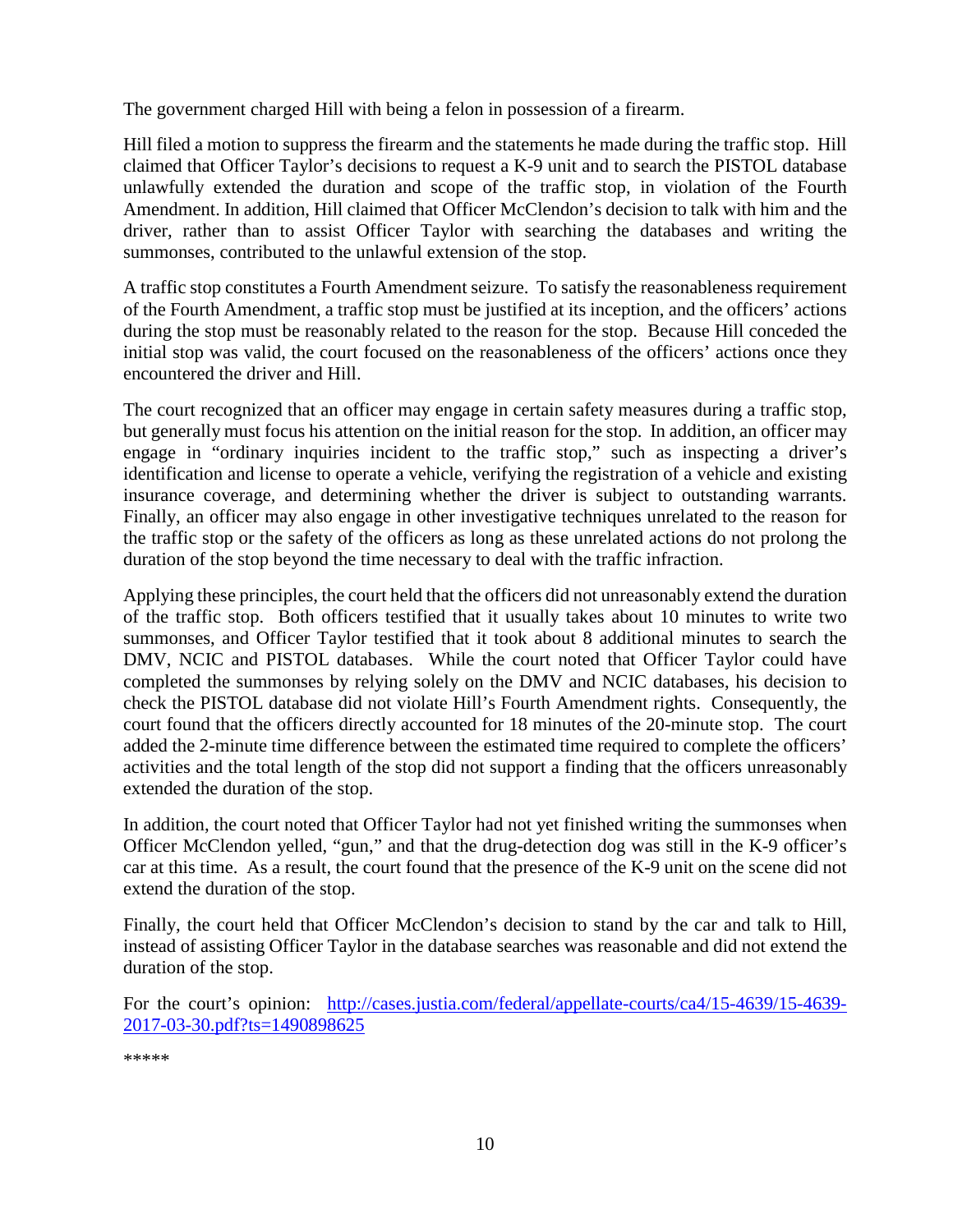The government charged Hill with being a felon in possession of a firearm.

Hill filed a motion to suppress the firearm and the statements he made during the traffic stop. Hill claimed that Officer Taylor's decisions to request a K-9 unit and to search the PISTOL database unlawfully extended the duration and scope of the traffic stop, in violation of the Fourth Amendment. In addition, Hill claimed that Officer McClendon's decision to talk with him and the driver, rather than to assist Officer Taylor with searching the databases and writing the summonses, contributed to the unlawful extension of the stop.

A traffic stop constitutes a Fourth Amendment seizure. To satisfy the reasonableness requirement of the Fourth Amendment, a traffic stop must be justified at its inception, and the officers' actions during the stop must be reasonably related to the reason for the stop. Because Hill conceded the initial stop was valid, the court focused on the reasonableness of the officers' actions once they encountered the driver and Hill.

The court recognized that an officer may engage in certain safety measures during a traffic stop, but generally must focus his attention on the initial reason for the stop. In addition, an officer may engage in "ordinary inquiries incident to the traffic stop," such as inspecting a driver's identification and license to operate a vehicle, verifying the registration of a vehicle and existing insurance coverage, and determining whether the driver is subject to outstanding warrants. Finally, an officer may also engage in other investigative techniques unrelated to the reason for the traffic stop or the safety of the officers as long as these unrelated actions do not prolong the duration of the stop beyond the time necessary to deal with the traffic infraction.

Applying these principles, the court held that the officers did not unreasonably extend the duration of the traffic stop. Both officers testified that it usually takes about 10 minutes to write two summonses, and Officer Taylor testified that it took about 8 additional minutes to search the DMV, NCIC and PISTOL databases. While the court noted that Officer Taylor could have completed the summonses by relying solely on the DMV and NCIC databases, his decision to check the PISTOL database did not violate Hill's Fourth Amendment rights. Consequently, the court found that the officers directly accounted for 18 minutes of the 20-minute stop. The court added the 2-minute time difference between the estimated time required to complete the officers' activities and the total length of the stop did not support a finding that the officers unreasonably extended the duration of the stop.

In addition, the court noted that Officer Taylor had not yet finished writing the summonses when Officer McClendon yelled, "gun," and that the drug-detection dog was still in the K-9 officer's car at this time. As a result, the court found that the presence of the K-9 unit on the scene did not extend the duration of the stop.

Finally, the court held that Officer McClendon's decision to stand by the car and talk to Hill, instead of assisting Officer Taylor in the database searches was reasonable and did not extend the duration of the stop.

For the court's opinion: [http://cases.justia.com/federal/appellate-courts/ca4/15-4639/15-4639-2017-03-30.pdf?ts=1490898625](http://cases.justia.com/federal/appellate-courts/ca4/15-4639/15-4639-2017-03-30.pdf?ts=1490898625)

*****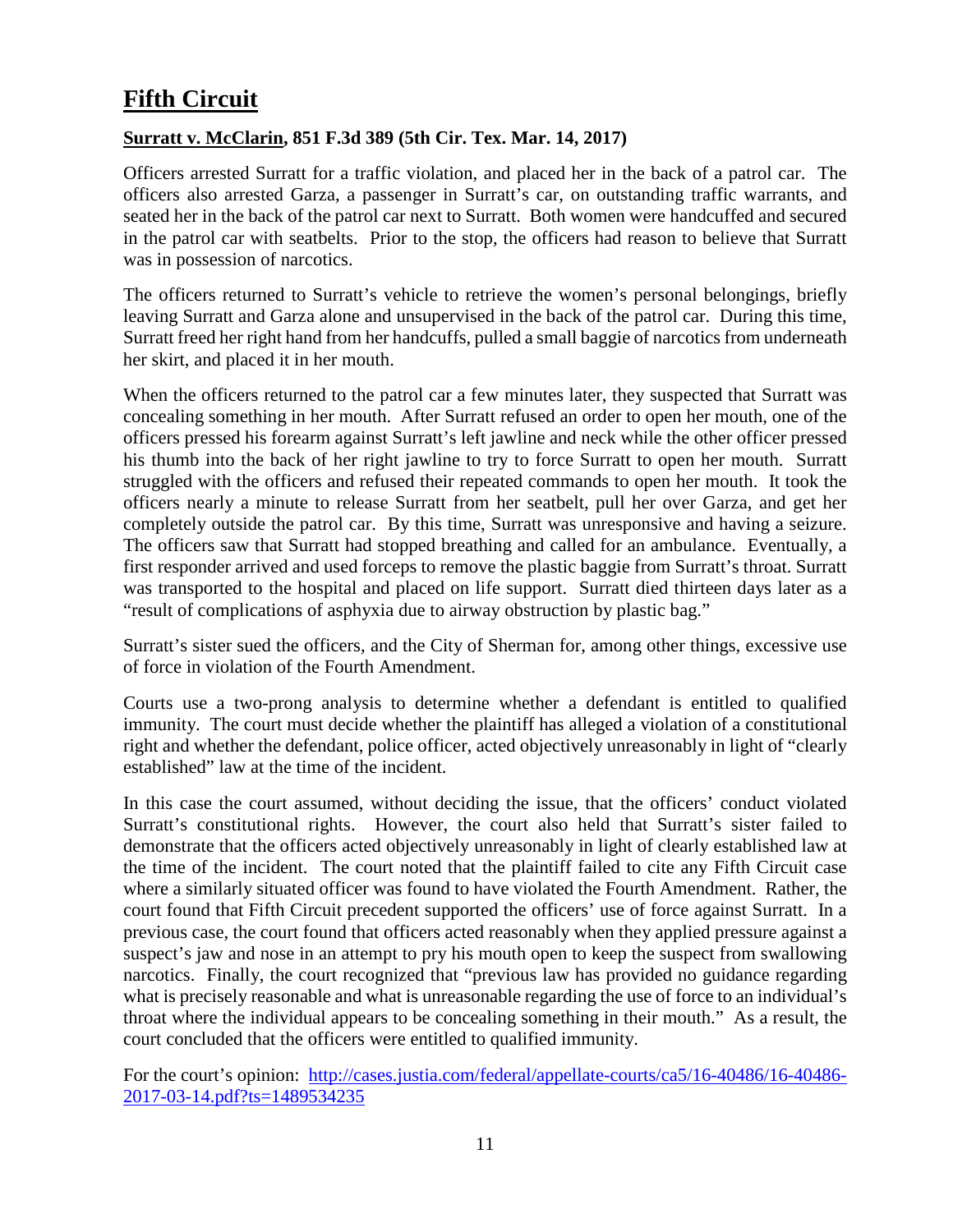# Fifth Circuit

## Surratt v. McClarin, 851 F.3d 389 (5th Cir. Tex. Mar. 14, 2017)

Officers arrested Surratt for a traffic violation, and placed her in the back of a patrol car. The officers also arrested Garza, a passenger in Surratt's car, on outstanding traffic warrants, and seated her in the back of the patrol car next to Surratt. Both women were handcuffed and secured in the patrol car with seatbelts. Prior to the stop, the officers had reason to believe that Surratt was in possession of narcotics.

The officers returned to Surratt's vehicle to retrieve the women's personal belongings, briefly leaving Surratt and Garza alone and unsupervised in the back of the patrol car. During this time, Surratt freed her right hand from her handcuffs, pulled a small baggie of narcotics from underneath her skirt, and placed it in her mouth.

When the officers returned to the patrol car a few minutes later, they suspected that Surratt was concealing something in her mouth. After Surratt refused an order to open her mouth, one of the officers pressed his forearm against Surratt's left jawline and neck while the other officer pressed his thumb into the back of her right jawline to try to force Surratt to open her mouth. Surratt struggled with the officers and refused their repeated commands to open her mouth. It took the officers nearly a minute to release Surratt from her seatbelt, pull her over Garza, and get her completely outside the patrol car. By this time, Surratt was unresponsive and having a seizure. The officers saw that Surratt had stopped breathing and called for an ambulance. Eventually, a first responder arrived and used forceps to remove the plastic baggie from Surratt's throat. Surratt was transported to the hospital and placed on life support. Surratt died thirteen days later as a "result of complications of asphyxia due to airway obstruction by plastic bag."

Surratt's sister sued the officers, and the City of Sherman for, among other things, excessive use of force in violation of the Fourth Amendment.

Courts use a two-prong analysis to determine whether a defendant is entitled to qualified immunity. The court must decide whether the plaintiff has alleged a violation of a constitutional right and whether the defendant, police officer, acted objectively unreasonably in light of "clearly established" law at the time of the incident.

In this case the court assumed, without deciding the issue, that the officers' conduct violated Surratt's constitutional rights. However, the court also held that Surratt's sister failed to demonstrate that the officers acted objectively unreasonably in light of clearly established law at the time of the incident. The court noted that the plaintiff failed to cite any Fifth Circuit case where a similarly situated officer was found to have violated the Fourth Amendment. Rather, the court found that Fifth Circuit precedent supported the officers' use of force against Surratt. In a previous case, the court found that officers acted reasonably when they applied pressure against a suspect's jaw and nose in an attempt to pry his mouth open to keep the suspect from swallowing narcotics. Finally, the court recognized that "previous law has provided no guidance regarding what is precisely reasonable and what is unreasonable regarding the use of force to an individual's throat where the individual appears to be concealing something in their mouth." As a result, the court concluded that the officers were entitled to qualified immunity.

For the court's opinion: [http://cases.justia.com/federal/appellate-courts/ca5/16-40486/16-40486-2017-03-14.pdf?ts=1489534235](http://cases.justia.com/federal/appellate-courts/ca5/16-40486/16-40486-2017-03-14.pdf?ts=1489534235)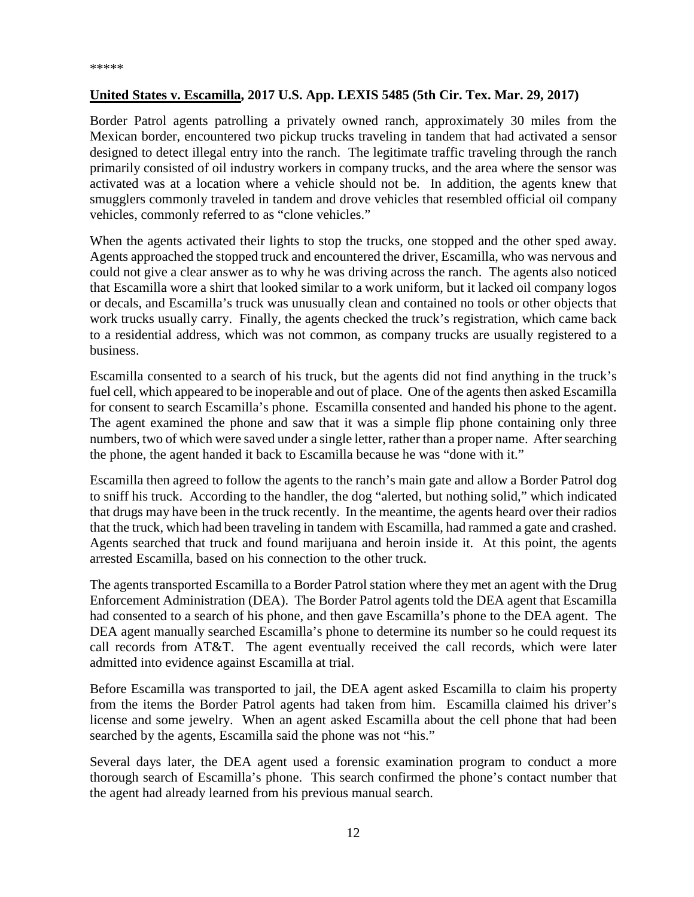*****

**<u>United States v. Escamilla</u>, 2017 U.S. App. LEXIS 5485 (5th Cir. Tex. Mar. 29, 2017)**

Border Patrol agents patrolling a privately owned ranch, approximately 30 miles from the Mexican border, encountered two pickup trucks traveling in tandem that had activated a sensor designed to detect illegal entry into the ranch. The legitimate traffic traveling through the ranch primarily consisted of oil industry workers in company trucks, and the area where the sensor was activated was at a location where a vehicle should not be. In addition, the agents knew that smugglers commonly traveled in tandem and drove vehicles that resembled official oil company vehicles, commonly referred to as "clone vehicles."

When the agents activated their lights to stop the trucks, one stopped and the other sped away. Agents approached the stopped truck and encountered the driver, Escamilla, who was nervous and could not give a clear answer as to why he was driving across the ranch. The agents also noticed that Escamilla wore a shirt that looked similar to a work uniform, but it lacked oil company logos or decals, and Escamilla's truck was unusually clean and contained no tools or other objects that work trucks usually carry. Finally, the agents checked the truck's registration, which came back to a residential address, which was not common, as company trucks are usually registered to a business.

Escamilla consented to a search of his truck, but the agents did not find anything in the truck's fuel cell, which appeared to be inoperable and out of place. One of the agents then asked Escamilla for consent to search Escamilla's phone. Escamilla consented and handed his phone to the agent. The agent examined the phone and saw that it was a simple flip phone containing only three numbers, two of which were saved under a single letter, rather than a proper name. After searching the phone, the agent handed it back to Escamilla because he was "done with it."

Escamilla then agreed to follow the agents to the ranch's main gate and allow a Border Patrol dog to sniff his truck. According to the handler, the dog "alerted, but nothing solid," which indicated that drugs may have been in the truck recently. In the meantime, the agents heard over their radios that the truck, which had been traveling in tandem with Escamilla, had rammed a gate and crashed. Agents searched that truck and found marijuana and heroin inside it. At this point, the agents arrested Escamilla, based on his connection to the other truck.

The agents transported Escamilla to a Border Patrol station where they met an agent with the Drug Enforcement Administration (DEA). The Border Patrol agents told the DEA agent that Escamilla had consented to a search of his phone, and then gave Escamilla's phone to the DEA agent. The DEA agent manually searched Escamilla's phone to determine its number so he could request its call records from AT&T. The agent eventually received the call records, which were later admitted into evidence against Escamilla at trial.

Before Escamilla was transported to jail, the DEA agent asked Escamilla to claim his property from the items the Border Patrol agents had taken from him. Escamilla claimed his driver's license and some jewelry. When an agent asked Escamilla about the cell phone that had been searched by the agents, Escamilla said the phone was not "his."

Several days later, the DEA agent used a forensic examination program to conduct a more thorough search of Escamilla's phone. This search confirmed the phone's contact number that the agent had already learned from his previous manual search.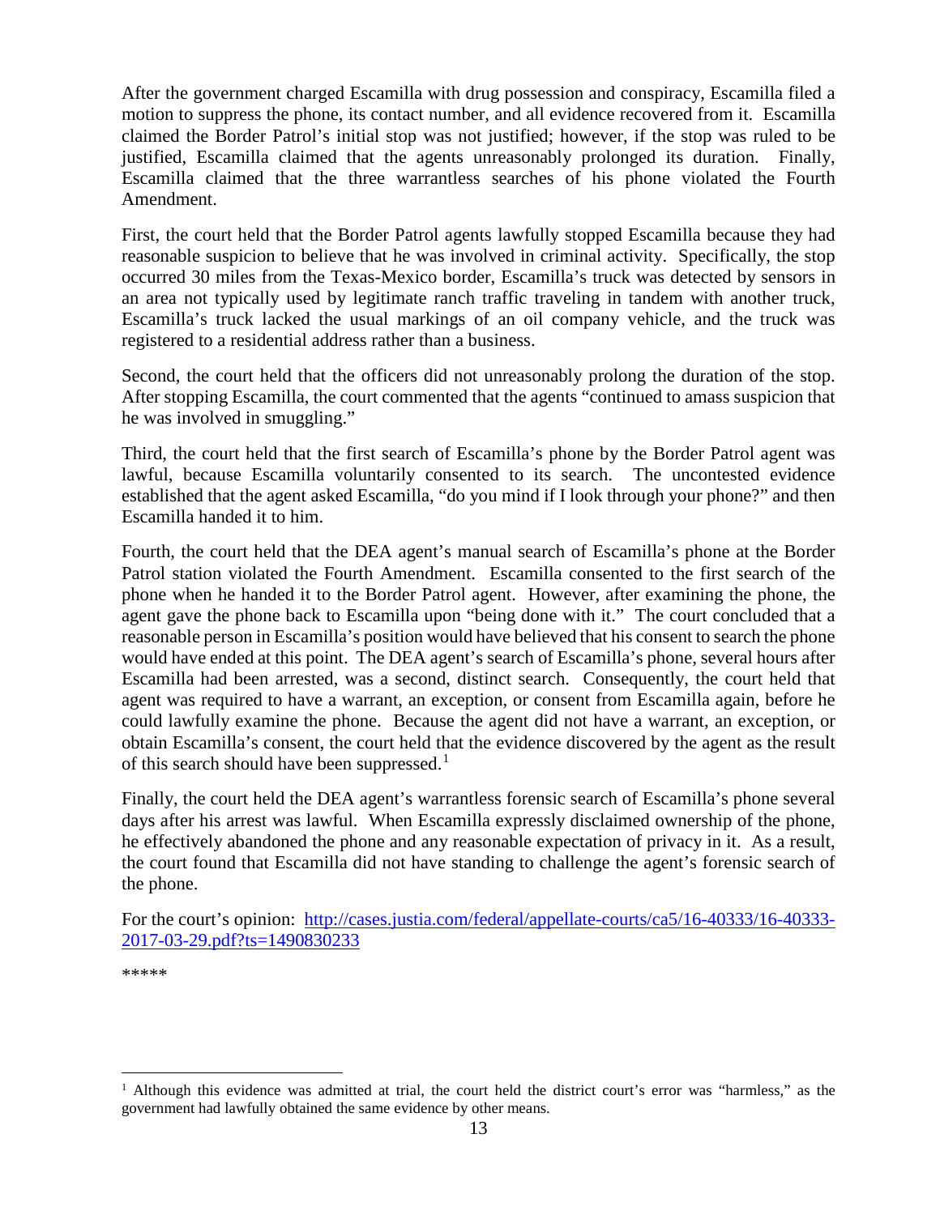After the government charged Escamilla with drug possession and conspiracy, Escamilla filed a motion to suppress the phone, its contact number, and all evidence recovered from it. Escamilla claimed the Border Patrol's initial stop was not justified; however, if the stop was ruled to be justified, Escamilla claimed that the agents unreasonably prolonged its duration. Finally, Escamilla claimed that the three warrantless searches of his phone violated the Fourth Amendment.

First, the court held that the Border Patrol agents lawfully stopped Escamilla because they had reasonable suspicion to believe that he was involved in criminal activity. Specifically, the stop occurred 30 miles from the Texas-Mexico border, Escamilla's truck was detected by sensors in an area not typically used by legitimate ranch traffic traveling in tandem with another truck, Escamilla's truck lacked the usual markings of an oil company vehicle, and the truck was registered to a residential address rather than a business.

Second, the court held that the officers did not unreasonably prolong the duration of the stop. After stopping Escamilla, the court commented that the agents "continued to amass suspicion that he was involved in smuggling."

Third, the court held that the first search of Escamilla's phone by the Border Patrol agent was lawful, because Escamilla voluntarily consented to its search. The uncontested evidence established that the agent asked Escamilla, "do you mind if I look through your phone?" and then Escamilla handed it to him.

Fourth, the court held that the DEA agent's manual search of Escamilla's phone at the Border Patrol station violated the Fourth Amendment. Escamilla consented to the first search of the phone when he handed it to the Border Patrol agent. However, after examining the phone, the agent gave the phone back to Escamilla upon "being done with it." The court concluded that a reasonable person in Escamilla's position would have believed that his consent to search the phone would have ended at this point. The DEA agent's search of Escamilla's phone, several hours after Escamilla had been arrested, was a second, distinct search. Consequently, the court held that agent was required to have a warrant, an exception, or consent from Escamilla again, before he could lawfully examine the phone. Because the agent did not have a warrant, an exception, or obtain Escamilla's consent, the court held that the evidence discovered by the agent as the result of this search should have been suppressed.[1]

Finally, the court held the DEA agent's warrantless forensic search of Escamilla's phone several days after his arrest was lawful. When Escamilla expressly disclaimed ownership of the phone, he effectively abandoned the phone and any reasonable expectation of privacy in it. As a result, the court found that Escamilla did not have standing to challenge the agent's forensic search of the phone.

For the court's opinion: [http://cases.justia.com/federal/appellate-courts/ca5/16-40333/16-40333-2017-03-29.pdf?ts=1490830233](http://cases.justia.com/federal/appellate-courts/ca5/16-40333/16-40333-2017-03-29.pdf?ts=1490830233)

*****

[1] Although this evidence was admitted at trial, the court held the district court's error was "harmless," as the government had lawfully obtained the same evidence by other means.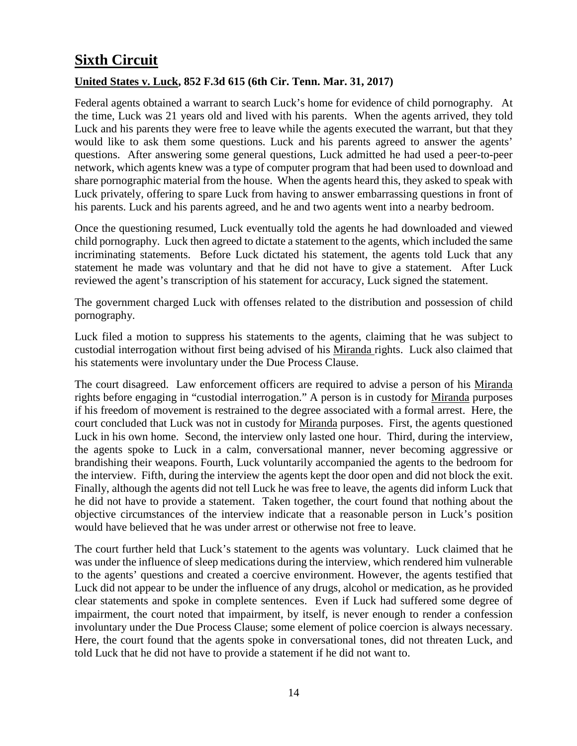## **Sixth Circuit**

### **United States v. Luck, 852 F.3d 615 (6th Cir. Tenn. Mar. 31, 2017)**

Federal agents obtained a warrant to search Luck's home for evidence of child pornography. At the time, Luck was 21 years old and lived with his parents. When the agents arrived, they told Luck and his parents they were free to leave while the agents executed the warrant, but that they would like to ask them some questions. Luck and his parents agreed to answer the agents' questions. After answering some general questions, Luck admitted he had used a peer-to-peer network, which agents knew was a type of computer program that had been used to download and share pornographic material from the house. When the agents heard this, they asked to speak with Luck privately, offering to spare Luck from having to answer embarrassing questions in front of his parents. Luck and his parents agreed, and he and two agents went into a nearby bedroom.

Once the questioning resumed, Luck eventually told the agents he had downloaded and viewed child pornography. Luck then agreed to dictate a statement to the agents, which included the same incriminating statements. Before Luck dictated his statement, the agents told Luck that any statement he made was voluntary and that he did not have to give a statement. After Luck reviewed the agent's transcription of his statement for accuracy, Luck signed the statement.

The government charged Luck with offenses related to the distribution and possession of child pornography.

Luck filed a motion to suppress his statements to the agents, claiming that he was subject to custodial interrogation without first being advised of his Miranda rights. Luck also claimed that his statements were involuntary under the Due Process Clause.

The court disagreed. Law enforcement officers are required to advise a person of his Miranda rights before engaging in "custodial interrogation." A person is in custody for Miranda purposes if his freedom of movement is restrained to the degree associated with a formal arrest. Here, the court concluded that Luck was not in custody for Miranda purposes. First, the agents questioned Luck in his own home. Second, the interview only lasted one hour. Third, during the interview, the agents spoke to Luck in a calm, conversational manner, never becoming aggressive or brandishing their weapons. Fourth, Luck voluntarily accompanied the agents to the bedroom for the interview. Fifth, during the interview the agents kept the door open and did not block the exit. Finally, although the agents did not tell Luck he was free to leave, the agents did inform Luck that he did not have to provide a statement. Taken together, the court found that nothing about the objective circumstances of the interview indicate that a reasonable person in Luck's position would have believed that he was under arrest or otherwise not free to leave.

The court further held that Luck's statement to the agents was voluntary. Luck claimed that he was under the influence of sleep medications during the interview, which rendered him vulnerable to the agents' questions and created a coercive environment. However, the agents testified that Luck did not appear to be under the influence of any drugs, alcohol or medication, as he provided clear statements and spoke in complete sentences. Even if Luck had suffered some degree of impairment, the court noted that impairment, by itself, is never enough to render a confession involuntary under the Due Process Clause; some element of police coercion is always necessary. Here, the court found that the agents spoke in conversational tones, did not threaten Luck, and told Luck that he did not have to provide a statement if he did not want to.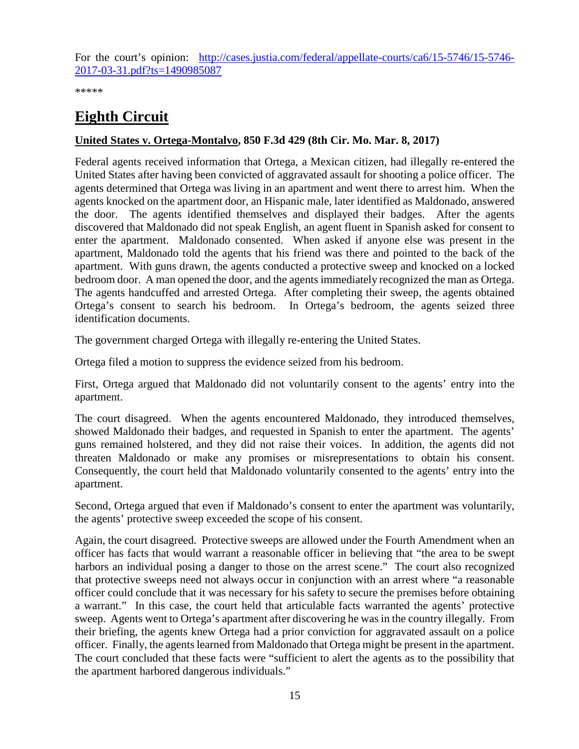For the court's opinion: [http://cases.justia.com/federal/appellate-courts/ca6/15-5746/15-5746-2017-03-31.pdf?ts=1490985087](http://cases.justia.com/federal/appellate-courts/ca6/15-5746/15-5746-2017-03-31.pdf?ts=1490985087)

*****

# Eighth Circuit

**United States v. Ortega-Montalvo, 850 F.3d 429 (8th Cir. Mo. Mar. 8, 2017)**

Federal agents received information that Ortega, a Mexican citizen, had illegally re-entered the United States after having been convicted of aggravated assault for shooting a police officer. The agents determined that Ortega was living in an apartment and went there to arrest him. When the agents knocked on the apartment door, an Hispanic male, later identified as Maldonado, answered the door. The agents identified themselves and displayed their badges. After the agents discovered that Maldonado did not speak English, an agent fluent in Spanish asked for consent to enter the apartment. Maldonado consented. When asked if anyone else was present in the apartment, Maldonado told the agents that his friend was there and pointed to the back of the apartment. With guns drawn, the agents conducted a protective sweep and knocked on a locked bedroom door. A man opened the door, and the agents immediately recognized the man as Ortega. The agents handcuffed and arrested Ortega. After completing their sweep, the agents obtained Ortega's consent to search his bedroom. In Ortega's bedroom, the agents seized three identification documents.

The government charged Ortega with illegally re-entering the United States.

Ortega filed a motion to suppress the evidence seized from his bedroom.

First, Ortega argued that Maldonado did not voluntarily consent to the agents' entry into the apartment.

The court disagreed. When the agents encountered Maldonado, they introduced themselves, showed Maldonado their badges, and requested in Spanish to enter the apartment. The agents' guns remained holstered, and they did not raise their voices. In addition, the agents did not threaten Maldonado or make any promises or misrepresentations to obtain his consent. Consequently, the court held that Maldonado voluntarily consented to the agents' entry into the apartment.

Second, Ortega argued that even if Maldonado's consent to enter the apartment was voluntarily, the agents' protective sweep exceeded the scope of his consent.

Again, the court disagreed. Protective sweeps are allowed under the Fourth Amendment when an officer has facts that would warrant a reasonable officer in believing that "the area to be swept harbors an individual posing a danger to those on the arrest scene." The court also recognized that protective sweeps need not always occur in conjunction with an arrest where "a reasonable officer could conclude that it was necessary for his safety to secure the premises before obtaining a warrant." In this case, the court held that articulable facts warranted the agents' protective sweep. Agents went to Ortega's apartment after discovering he was in the country illegally. From their briefing, the agents knew Ortega had a prior conviction for aggravated assault on a police officer. Finally, the agents learned from Maldonado that Ortega might be present in the apartment. The court concluded that these facts were "sufficient to alert the agents as to the possibility that the apartment harbored dangerous individuals."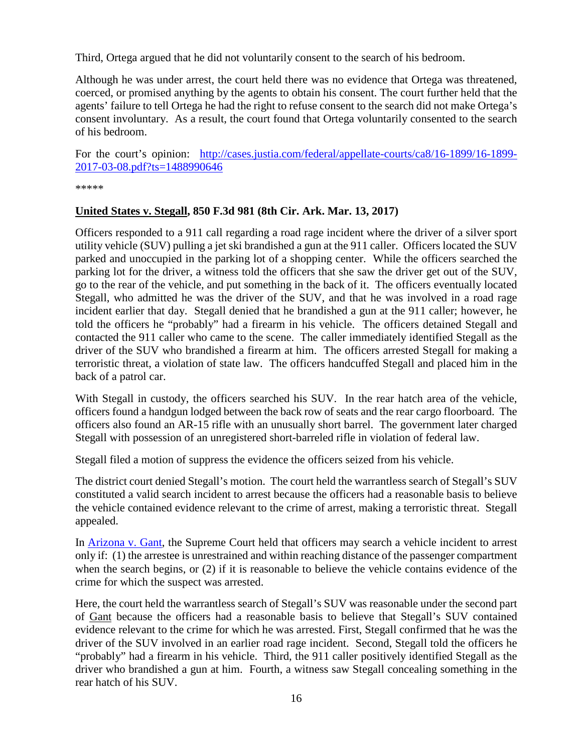Third, Ortega argued that he did not voluntarily consent to the search of his bedroom.

Although he was under arrest, the court held there was no evidence that Ortega was threatened, coerced, or promised anything by the agents to obtain his consent. The court further held that the agents' failure to tell Ortega he had the right to refuse consent to the search did not make Ortega's consent involuntary. As a result, the court found that Ortega voluntarily consented to the search of his bedroom.

For the court's opinion: [http://cases.justia.com/federal/appellate-courts/ca8/16-1899/16-1899-2017-03-08.pdf?ts=1488990646](http://cases.justia.com/federal/appellate-courts/ca8/16-1899/16-1899-2017-03-08.pdf?ts=1488990646)

*****

**United States v. Stegall, 850 F.3d 981 (8th Cir. Ark. Mar. 13, 2017)**

Officers responded to a 911 call regarding a road rage incident where the driver of a silver sport utility vehicle (SUV) pulling a jet ski brandished a gun at the 911 caller. Officers located the SUV parked and unoccupied in the parking lot of a shopping center. While the officers searched the parking lot for the driver, a witness told the officers that she saw the driver get out of the SUV, go to the rear of the vehicle, and put something in the back of it. The officers eventually located Stegall, who admitted he was the driver of the SUV, and that he was involved in a road rage incident earlier that day. Stegall denied that he brandished a gun at the 911 caller; however, he told the officers he "probably" had a firearm in his vehicle. The officers detained Stegall and contacted the 911 caller who came to the scene. The caller immediately identified Stegall as the driver of the SUV who brandished a firearm at him. The officers arrested Stegall for making a terroristic threat, a violation of state law. The officers handcuffed Stegall and placed him in the back of a patrol car.

With Stegall in custody, the officers searched his SUV. In the rear hatch area of the vehicle, officers found a handgun lodged between the back row of seats and the rear cargo floorboard. The officers also found an AR-15 rifle with an unusually short barrel. The government later charged Stegall with possession of an unregistered short-barreled rifle in violation of federal law.

Stegall filed a motion of suppress the evidence the officers seized from his vehicle.

The district court denied Stegall's motion. The court held the warrantless search of Stegall's SUV constituted a valid search incident to arrest because the officers had a reasonable basis to believe the vehicle contained evidence relevant to the crime of arrest, making a terroristic threat. Stegall appealed.

In Arizona v. Gant, the Supreme Court held that officers may search a vehicle incident to arrest only if: (1) the arrestee is unrestrained and within reaching distance of the passenger compartment when the search begins, or (2) if it is reasonable to believe the vehicle contains evidence of the crime for which the suspect was arrested.

Here, the court held the warrantless search of Stegall's SUV was reasonable under the second part of Gant because the officers had a reasonable basis to believe that Stegall's SUV contained evidence relevant to the crime for which he was arrested. First, Stegall confirmed that he was the driver of the SUV involved in an earlier road rage incident. Second, Stegall told the officers he "probably" had a firearm in his vehicle. Third, the 911 caller positively identified Stegall as the driver who brandished a gun at him. Fourth, a witness saw Stegall concealing something in the rear hatch of his SUV.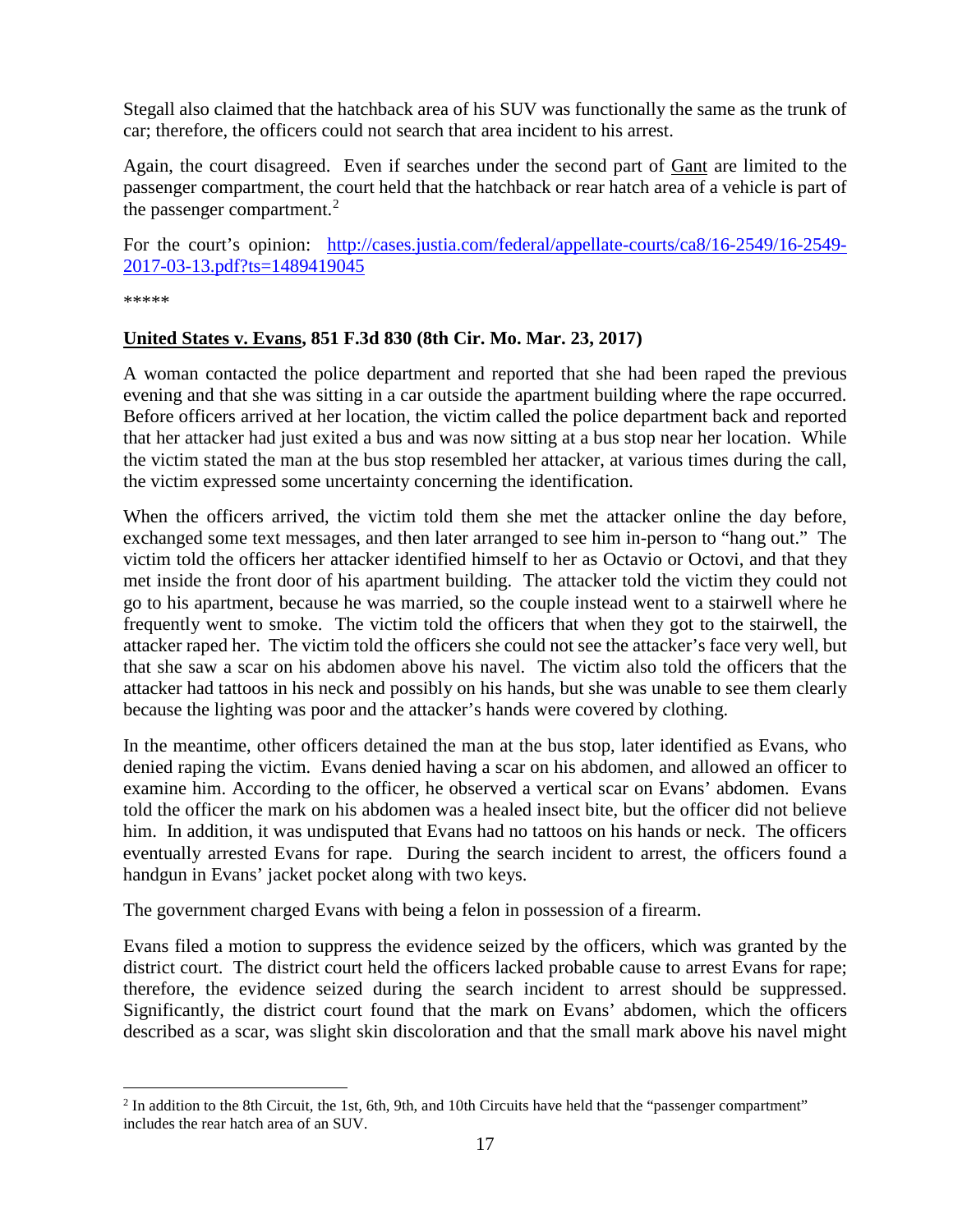Stegall also claimed that the hatchback area of his SUV was functionally the same as the trunk of car; therefore, the officers could not search that area incident to his arrest.

Again, the court disagreed. Even if searches under the second part of Gant are limited to the passenger compartment, the court held that the hatchback or rear hatch area of a vehicle is part of the passenger compartment.[2]

For the court's opinion: http://cases.justia.com/federal/appellate-courts/ca8/16-2549/16-2549-2017-03-13.pdf?ts=1489419045

*****

**United States v. Evans, 851 F.3d 830 (8th Cir. Mo. Mar. 23, 2017)**

A woman contacted the police department and reported that she had been raped the previous evening and that she was sitting in a car outside the apartment building where the rape occurred. Before officers arrived at her location, the victim called the police department back and reported that her attacker had just exited a bus and was now sitting at a bus stop near her location. While the victim stated the man at the bus stop resembled her attacker, at various times during the call, the victim expressed some uncertainty concerning the identification.

When the officers arrived, the victim told them she met the attacker online the day before, exchanged some text messages, and then later arranged to see him in-person to "hang out." The victim told the officers her attacker identified himself to her as Octavio or Octovi, and that they met inside the front door of his apartment building. The attacker told the victim they could not go to his apartment, because he was married, so the couple instead went to a stairwell where he frequently went to smoke. The victim told the officers that when they got to the stairwell, the attacker raped her. The victim told the officers she could not see the attacker's face very well, but that she saw a scar on his abdomen above his navel. The victim also told the officers that the attacker had tattoos in his neck and possibly on his hands, but she was unable to see them clearly because the lighting was poor and the attacker's hands were covered by clothing.

In the meantime, other officers detained the man at the bus stop, later identified as Evans, who denied raping the victim. Evans denied having a scar on his abdomen, and allowed an officer to examine him. According to the officer, he observed a vertical scar on Evans' abdomen. Evans told the officer the mark on his abdomen was a healed insect bite, but the officer did not believe him. In addition, it was undisputed that Evans had no tattoos on his hands or neck. The officers eventually arrested Evans for rape. During the search incident to arrest, the officers found a handgun in Evans' jacket pocket along with two keys.

The government charged Evans with being a felon in possession of a firearm.

Evans filed a motion to suppress the evidence seized by the officers, which was granted by the district court. The district court held the officers lacked probable cause to arrest Evans for rape; therefore, the evidence seized during the search incident to arrest should be suppressed. Significantly, the district court found that the mark on Evans' abdomen, which the officers described as a scar, was slight skin discoloration and that the small mark above his navel might

---

[2] In addition to the 8th Circuit, the 1st, 6th, 9th, and 10th Circuits have held that the "passenger compartment" includes the rear hatch area of an SUV.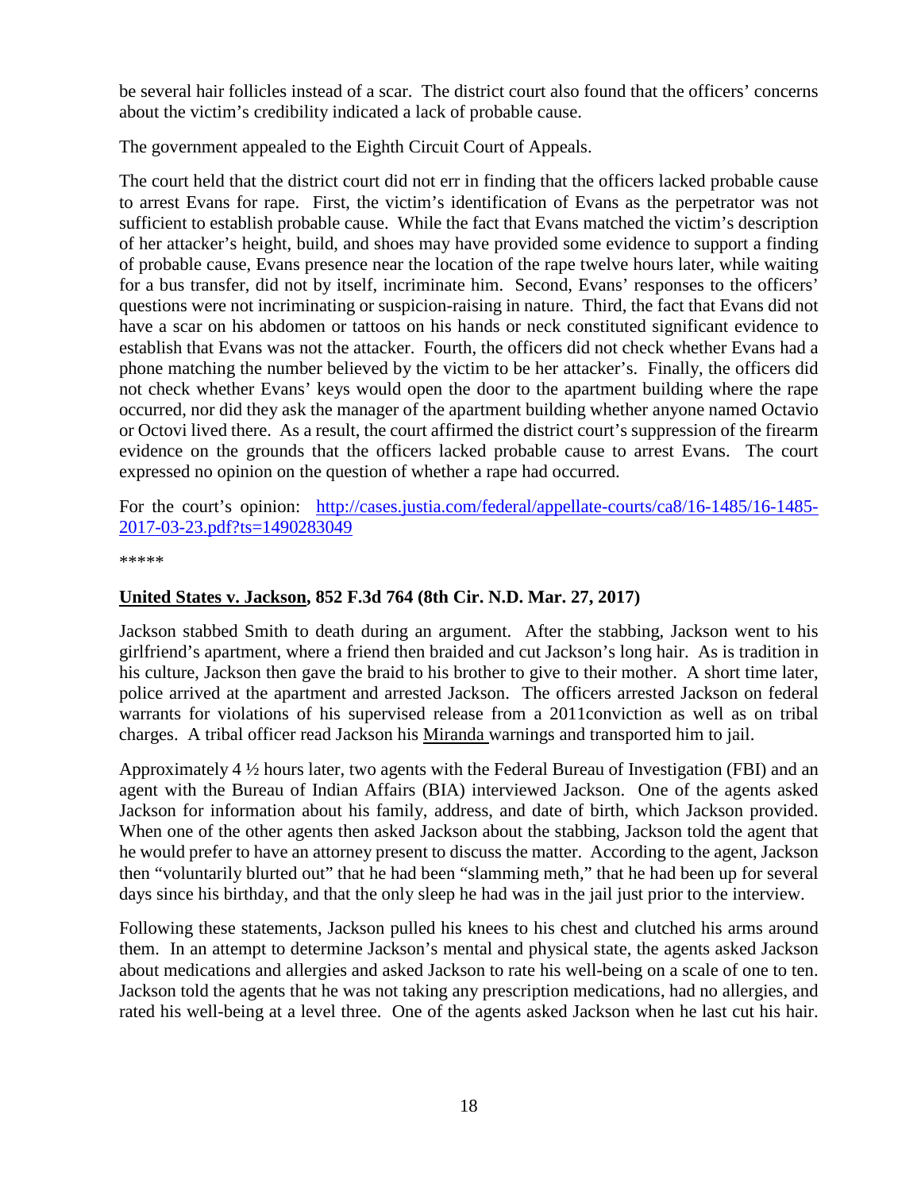be several hair follicles instead of a scar. The district court also found that the officers' concerns about the victim's credibility indicated a lack of probable cause.

The government appealed to the Eighth Circuit Court of Appeals.

The court held that the district court did not err in finding that the officers lacked probable cause to arrest Evans for rape. First, the victim's identification of Evans as the perpetrator was not sufficient to establish probable cause. While the fact that Evans matched the victim's description of her attacker's height, build, and shoes may have provided some evidence to support a finding of probable cause, Evans presence near the location of the rape twelve hours later, while waiting for a bus transfer, did not by itself, incriminate him. Second, Evans' responses to the officers' questions were not incriminating or suspicion-raising in nature. Third, the fact that Evans did not have a scar on his abdomen or tattoos on his hands or neck constituted significant evidence to establish that Evans was not the attacker. Fourth, the officers did not check whether Evans had a phone matching the number believed by the victim to be her attacker's. Finally, the officers did not check whether Evans' keys would open the door to the apartment building where the rape occurred, nor did they ask the manager of the apartment building whether anyone named Octavio or Octovi lived there. As a result, the court affirmed the district court's suppression of the firearm evidence on the grounds that the officers lacked probable cause to arrest Evans. The court expressed no opinion on the question of whether a rape had occurred.

For the court's opinion: [http://cases.justia.com/federal/appellate-courts/ca8/16-1485/16-1485-2017-03-23.pdf?ts=1490283049](http://cases.justia.com/federal/appellate-courts/ca8/16-1485/16-1485-2017-03-23.pdf?ts=1490283049)

*****

## United States v. Jackson, 852 F.3d 764 (8th Cir. N.D. Mar. 27, 2017)

Jackson stabbed Smith to death during an argument. After the stabbing, Jackson went to his girlfriend's apartment, where a friend then braided and cut Jackson's long hair. As is tradition in his culture, Jackson then gave the braid to his brother to give to their mother. A short time later, police arrived at the apartment and arrested Jackson. The officers arrested Jackson on federal warrants for violations of his supervised release from a 2011conviction as well as on tribal charges. A tribal officer read Jackson his Miranda warnings and transported him to jail.

Approximately 4 ½ hours later, two agents with the Federal Bureau of Investigation (FBI) and an agent with the Bureau of Indian Affairs (BIA) interviewed Jackson. One of the agents asked Jackson for information about his family, address, and date of birth, which Jackson provided. When one of the other agents then asked Jackson about the stabbing, Jackson told the agent that he would prefer to have an attorney present to discuss the matter. According to the agent, Jackson then "voluntarily blurted out" that he had been "slamming meth," that he had been up for several days since his birthday, and that the only sleep he had was in the jail just prior to the interview.

Following these statements, Jackson pulled his knees to his chest and clutched his arms around them. In an attempt to determine Jackson's mental and physical state, the agents asked Jackson about medications and allergies and asked Jackson to rate his well-being on a scale of one to ten. Jackson told the agents that he was not taking any prescription medications, had no allergies, and rated his well-being at a level three. One of the agents asked Jackson when he last cut his hair.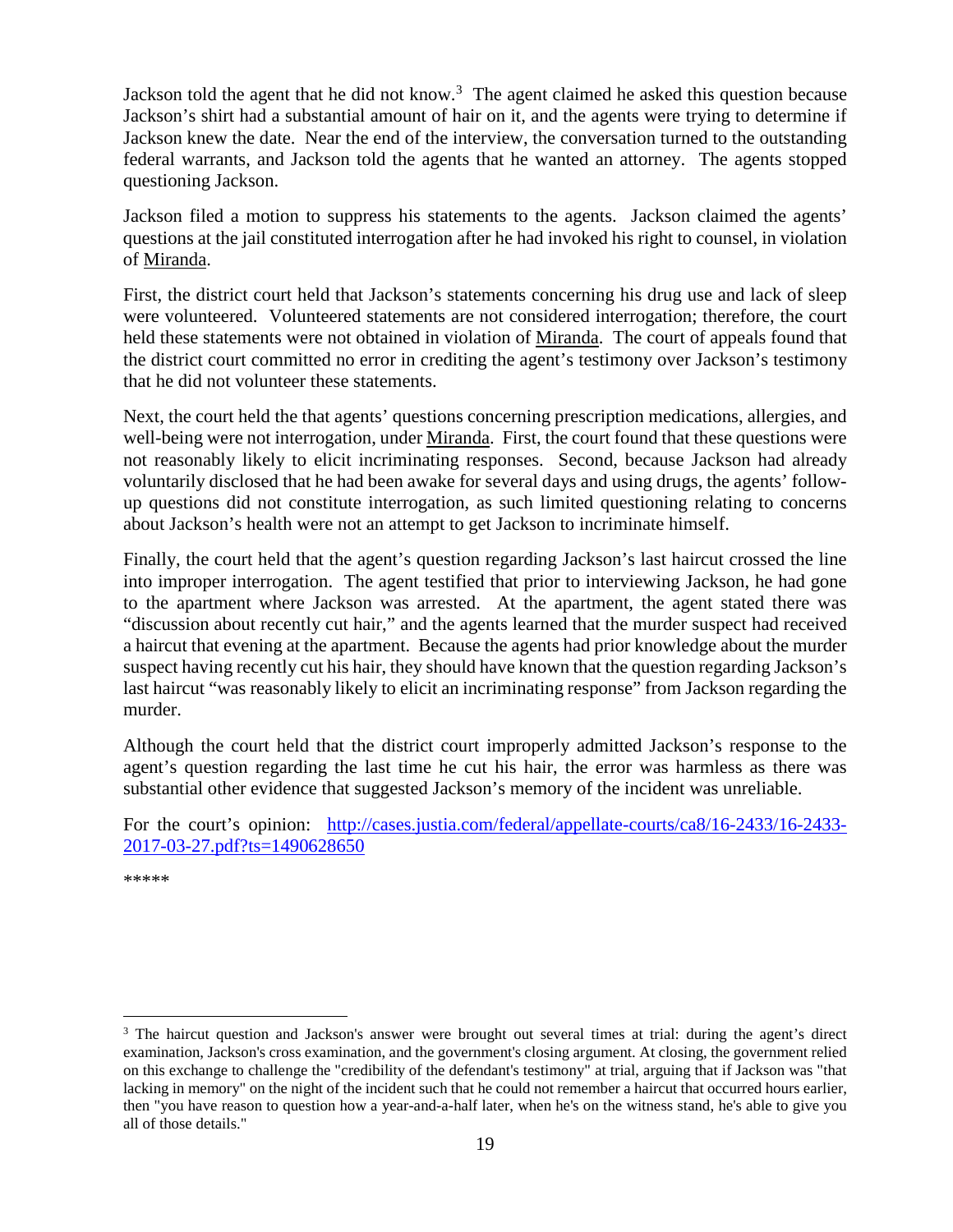Jackson told the agent that he did not know.[3] The agent claimed he asked this question because Jackson's shirt had a substantial amount of hair on it, and the agents were trying to determine if Jackson knew the date. Near the end of the interview, the conversation turned to the outstanding federal warrants, and Jackson told the agents that he wanted an attorney. The agents stopped questioning Jackson.

Jackson filed a motion to suppress his statements to the agents. Jackson claimed the agents' questions at the jail constituted interrogation after he had invoked his right to counsel, in violation of Miranda.

First, the district court held that Jackson's statements concerning his drug use and lack of sleep were volunteered. Volunteered statements are not considered interrogation; therefore, the court held these statements were not obtained in violation of Miranda. The court of appeals found that the district court committed no error in crediting the agent's testimony over Jackson's testimony that he did not volunteer these statements.

Next, the court held the that agents' questions concerning prescription medications, allergies, and well-being were not interrogation, under Miranda. First, the court found that these questions were not reasonably likely to elicit incriminating responses. Second, because Jackson had already voluntarily disclosed that he had been awake for several days and using drugs, the agents' follow-up questions did not constitute interrogation, as such limited questioning relating to concerns about Jackson's health were not an attempt to get Jackson to incriminate himself.

Finally, the court held that the agent's question regarding Jackson's last haircut crossed the line into improper interrogation. The agent testified that prior to interviewing Jackson, he had gone to the apartment where Jackson was arrested. At the apartment, the agent stated there was "discussion about recently cut hair," and the agents learned that the murder suspect had received a haircut that evening at the apartment. Because the agents had prior knowledge about the murder suspect having recently cut his hair, they should have known that the question regarding Jackson's last haircut "was reasonably likely to elicit an incriminating response" from Jackson regarding the murder.

Although the court held that the district court improperly admitted Jackson's response to the agent's question regarding the last time he cut his hair, the error was harmless as there was substantial other evidence that suggested Jackson's memory of the incident was unreliable.

For the court's opinion: [http://cases.justia.com/federal/appellate-courts/ca8/16-2433/16-2433-2017-03-27.pdf?ts=1490628650](http://cases.justia.com/federal/appellate-courts/ca8/16-2433/16-2433-2017-03-27.pdf?ts=1490628650)

*****

---

[3] The haircut question and Jackson's answer were brought out several times at trial: during the agent's direct examination, Jackson's cross examination, and the government's closing argument. At closing, the government relied on this exchange to challenge the "credibility of the defendant's testimony" at trial, arguing that if Jackson was "that lacking in memory" on the night of the incident such that he could not remember a haircut that occurred hours earlier, then "you have reason to question how a year-and-a-half later, when he's on the witness stand, he's able to give you all of those details."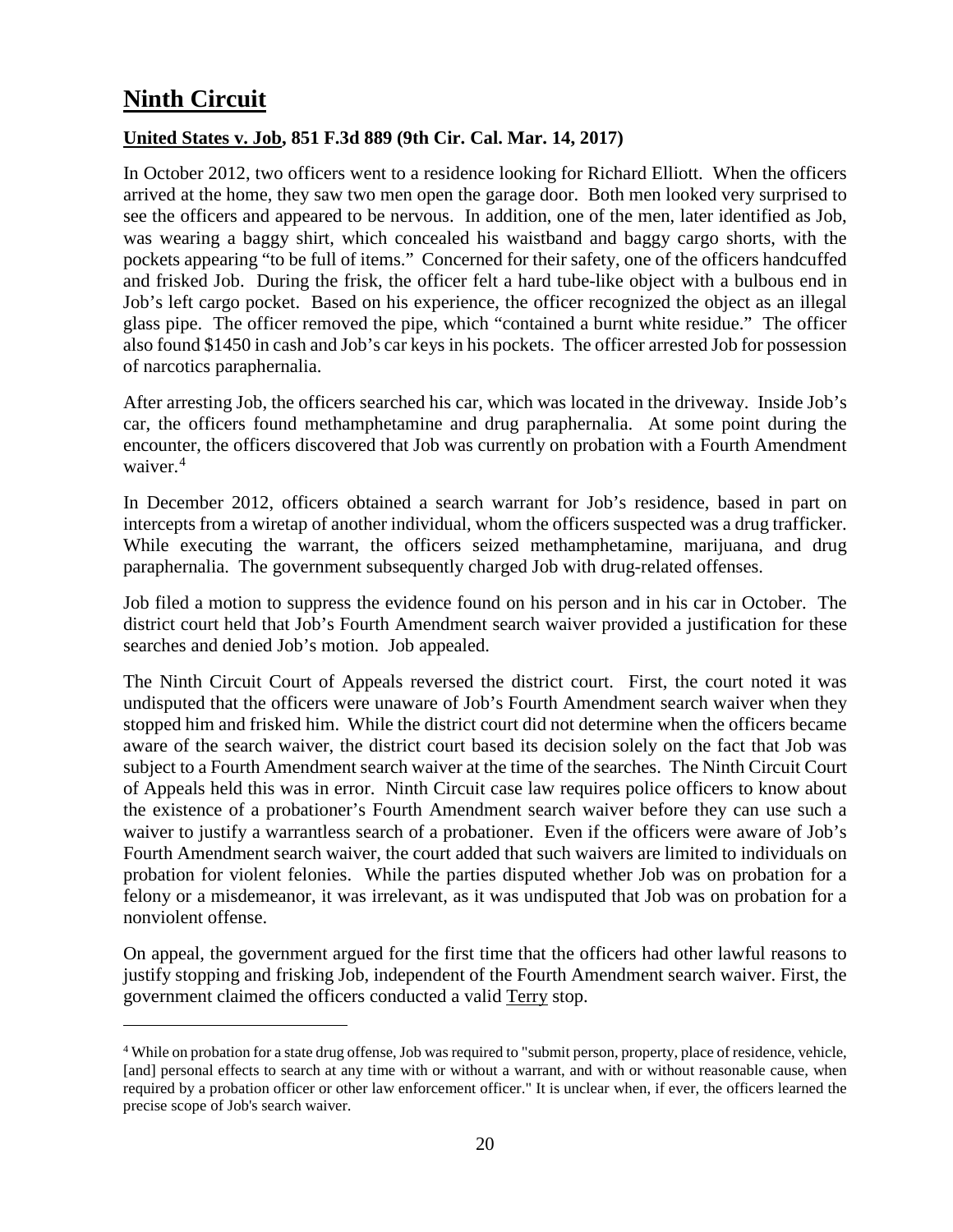# Ninth Circuit

**United States v. Job, 851 F.3d 889 (9th Cir. Cal. Mar. 14, 2017)**

In October 2012, two officers went to a residence looking for Richard Elliott. When the officers arrived at the home, they saw two men open the garage door. Both men looked very surprised to see the officers and appeared to be nervous. In addition, one of the men, later identified as Job, was wearing a baggy shirt, which concealed his waistband and baggy cargo shorts, with the pockets appearing "to be full of items." Concerned for their safety, one of the officers handcuffed and frisked Job. During the frisk, the officer felt a hard tube-like object with a bulbous end in Job's left cargo pocket. Based on his experience, the officer recognized the object as an illegal glass pipe. The officer removed the pipe, which "contained a burnt white residue." The officer also found $1450 in cash and Job's car keys in his pockets. The officer arrested Job for possession of narcotics paraphernalia.

After arresting Job, the officers searched his car, which was located in the driveway. Inside Job's car, the officers found methamphetamine and drug paraphernalia. At some point during the encounter, the officers discovered that Job was currently on probation with a Fourth Amendment waiver.[4]

In December 2012, officers obtained a search warrant for Job's residence, based in part on intercepts from a wiretap of another individual, whom the officers suspected was a drug trafficker. While executing the warrant, the officers seized methamphetamine, marijuana, and drug paraphernalia. The government subsequently charged Job with drug-related offenses.

Job filed a motion to suppress the evidence found on his person and in his car in October. The district court held that Job's Fourth Amendment search waiver provided a justification for these searches and denied Job's motion. Job appealed.

The Ninth Circuit Court of Appeals reversed the district court. First, the court noted it was undisputed that the officers were unaware of Job's Fourth Amendment search waiver when they stopped him and frisked him. While the district court did not determine when the officers became aware of the search waiver, the district court based its decision solely on the fact that Job was subject to a Fourth Amendment search waiver at the time of the searches. The Ninth Circuit Court of Appeals held this was in error. Ninth Circuit case law requires police officers to know about the existence of a probationer's Fourth Amendment search waiver before they can use such a waiver to justify a warrantless search of a probationer. Even if the officers were aware of Job's Fourth Amendment search waiver, the court added that such waivers are limited to individuals on probation for violent felonies. While the parties disputed whether Job was on probation for a felony or a misdemeanor, it was irrelevant, as it was undisputed that Job was on probation for a nonviolent offense.

On appeal, the government argued for the first time that the officers had other lawful reasons to justify stopping and frisking Job, independent of the Fourth Amendment search waiver. First, the government claimed the officers conducted a valid Terry stop.

---

[4] While on probation for a state drug offense, Job was required to "submit person, property, place of residence, vehicle, [and] personal effects to search at any time with or without a warrant, and with or without reasonable cause, when required by a probation officer or other law enforcement officer." It is unclear when, if ever, the officers learned the precise scope of Job's search waiver.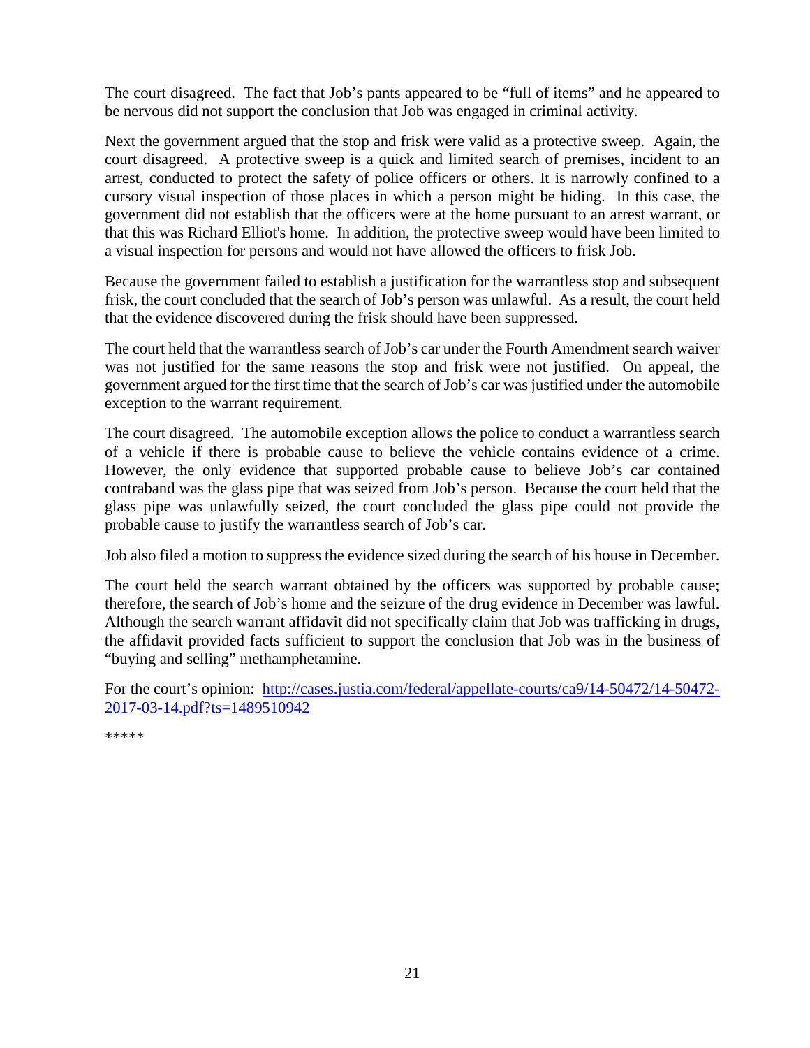The court disagreed. The fact that Job's pants appeared to be "full of items" and he appeared to be nervous did not support the conclusion that Job was engaged in criminal activity.

Next the government argued that the stop and frisk were valid as a protective sweep. Again, the court disagreed. A protective sweep is a quick and limited search of premises, incident to an arrest, conducted to protect the safety of police officers or others. It is narrowly confined to a cursory visual inspection of those places in which a person might be hiding. In this case, the government did not establish that the officers were at the home pursuant to an arrest warrant, or that this was Richard Elliot's home. In addition, the protective sweep would have been limited to a visual inspection for persons and would not have allowed the officers to frisk Job.

Because the government failed to establish a justification for the warrantless stop and subsequent frisk, the court concluded that the search of Job's person was unlawful. As a result, the court held that the evidence discovered during the frisk should have been suppressed.

The court held that the warrantless search of Job's car under the Fourth Amendment search waiver was not justified for the same reasons the stop and frisk were not justified. On appeal, the government argued for the first time that the search of Job's car was justified under the automobile exception to the warrant requirement.

The court disagreed. The automobile exception allows the police to conduct a warrantless search of a vehicle if there is probable cause to believe the vehicle contains evidence of a crime. However, the only evidence that supported probable cause to believe Job's car contained contraband was the glass pipe that was seized from Job's person. Because the court held that the glass pipe was unlawfully seized, the court concluded the glass pipe could not provide the probable cause to justify the warrantless search of Job's car.

Job also filed a motion to suppress the evidence sized during the search of his house in December.

The court held the search warrant obtained by the officers was supported by probable cause; therefore, the search of Job's home and the seizure of the drug evidence in December was lawful. Although the search warrant affidavit did not specifically claim that Job was trafficking in drugs, the affidavit provided facts sufficient to support the conclusion that Job was in the business of "buying and selling" methamphetamine.

For the court's opinion: [http://cases.justia.com/federal/appellate-courts/ca9/14-50472/14-50472-2017-03-14.pdf?ts=1489510942](http://cases.justia.com/federal/appellate-courts/ca9/14-50472/14-50472-2017-03-14.pdf?ts=1489510942)

*****